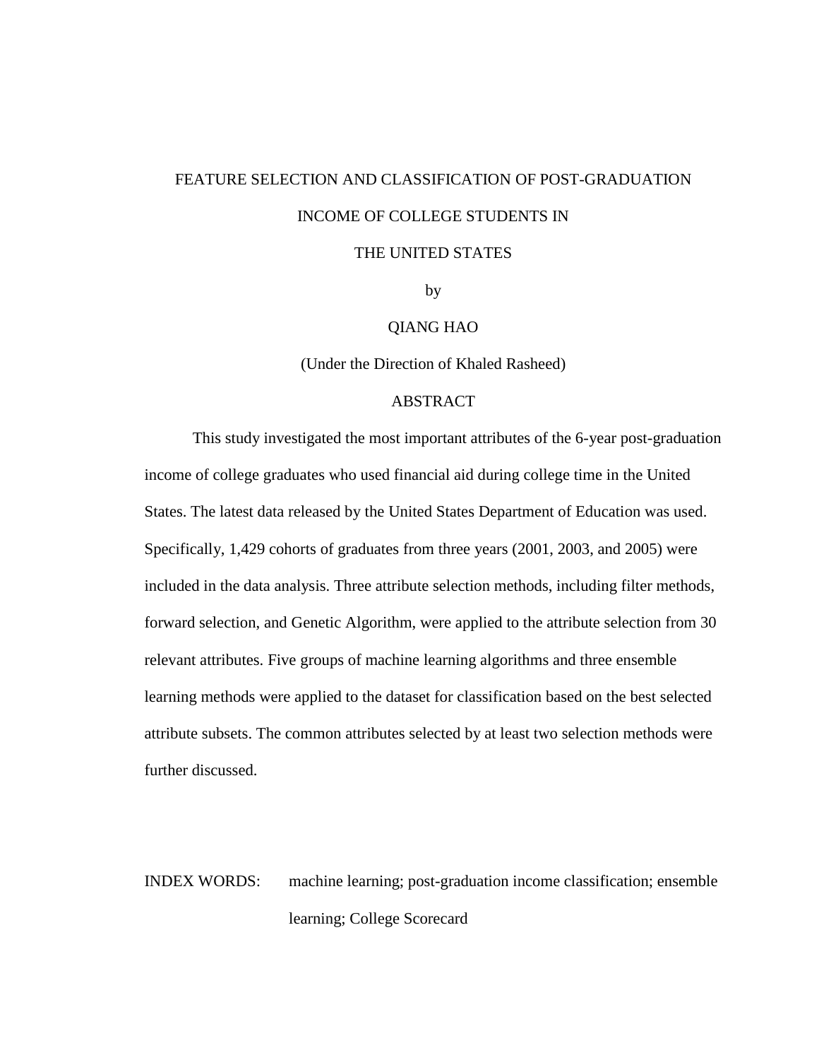# FEATURE SELECTION AND CLASSIFICATION OF POST-GRADUATION INCOME OF COLLEGE STUDENTS IN THE UNITED STATES

by

QIANG HAO

(Under the Direction of Khaled Rasheed)

## ABSTRACT

This study investigated the most important attributes of the 6-year post-graduation income of college graduates who used financial aid during college time in the United States. The latest data released by the United States Department of Education was used. Specifically, 1,429 cohorts of graduates from three years (2001, 2003, and 2005) were included in the data analysis. Three attribute selection methods, including filter methods, forward selection, and Genetic Algorithm, were applied to the attribute selection from 30 relevant attributes. Five groups of machine learning algorithms and three ensemble learning methods were applied to the dataset for classification based on the best selected attribute subsets. The common attributes selected by at least two selection methods were further discussed.

INDEX WORDS: machine learning; post-graduation income classification; ensemble learning; College Scorecard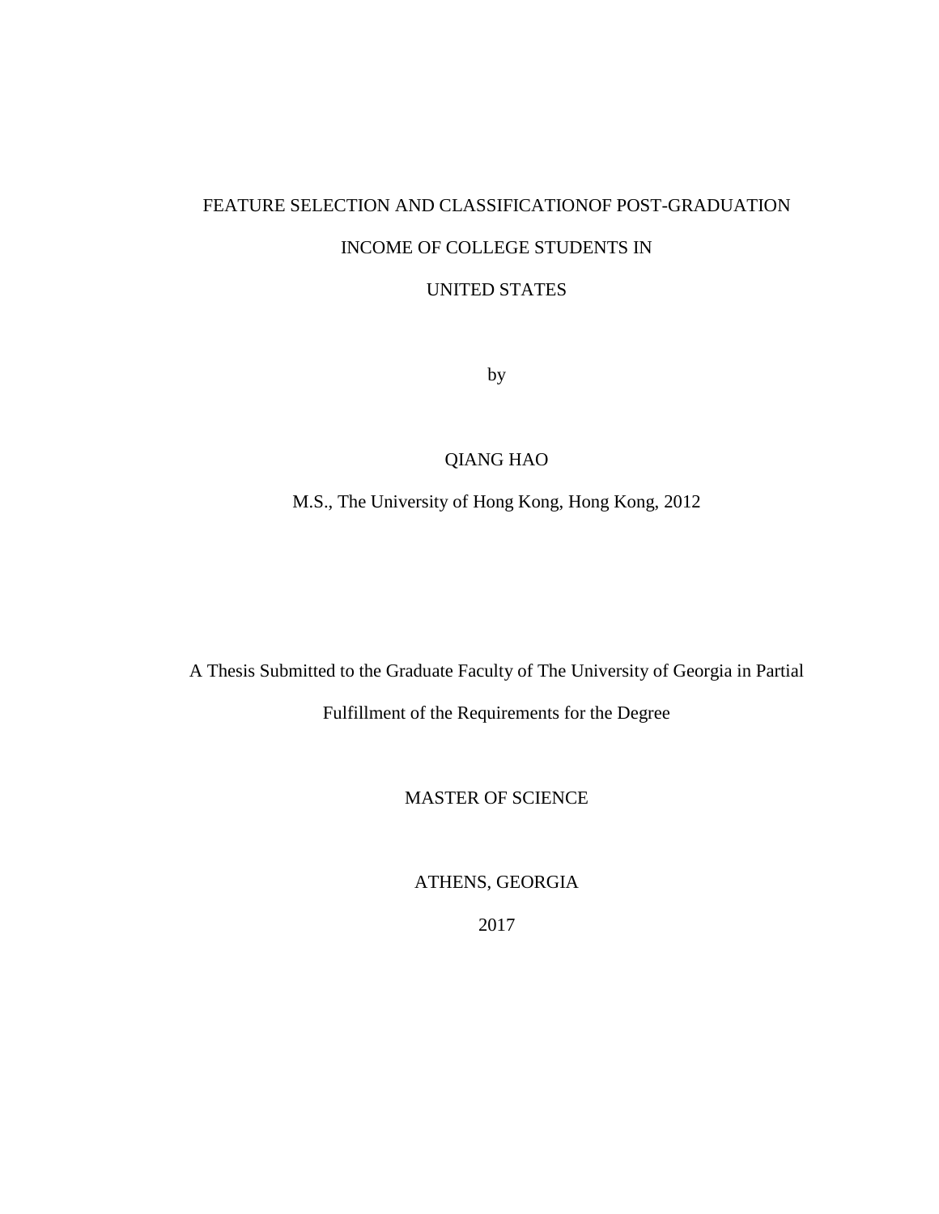FEATURE SELECTION AND CLASSIFICATIONOF POST-GRADUATION

INCOME OF COLLEGE STUDENTS IN

UNITED STATES

by

QIANG HAO

M.S., The University of Hong Kong, Hong Kong, 2012

A Thesis Submitted to the Graduate Faculty of The University of Georgia in Partial

Fulfillment of the Requirements for the Degree

MASTER OF SCIENCE

ATHENS, GEORGIA

2017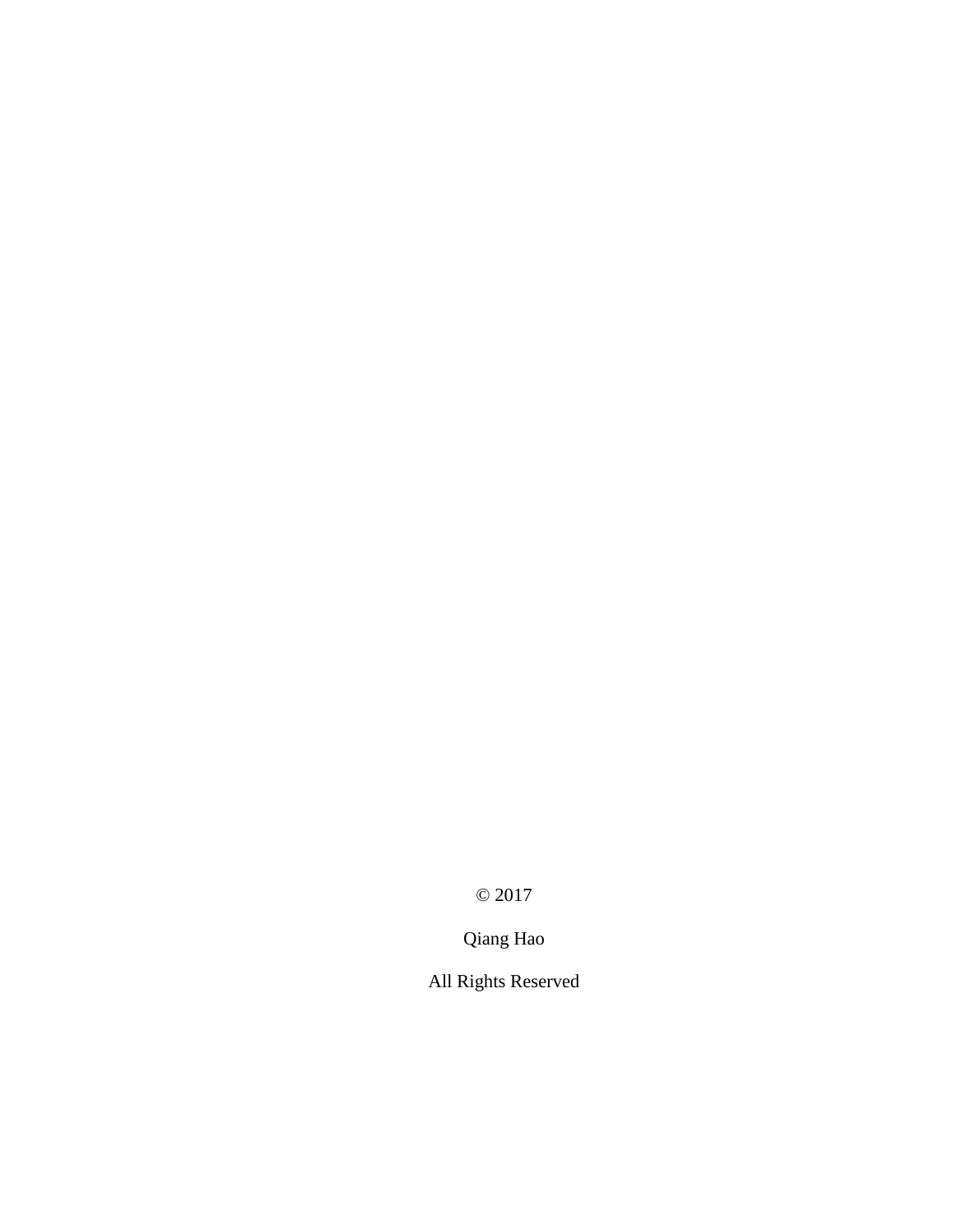© 2017

Qiang Hao

All Rights Reserved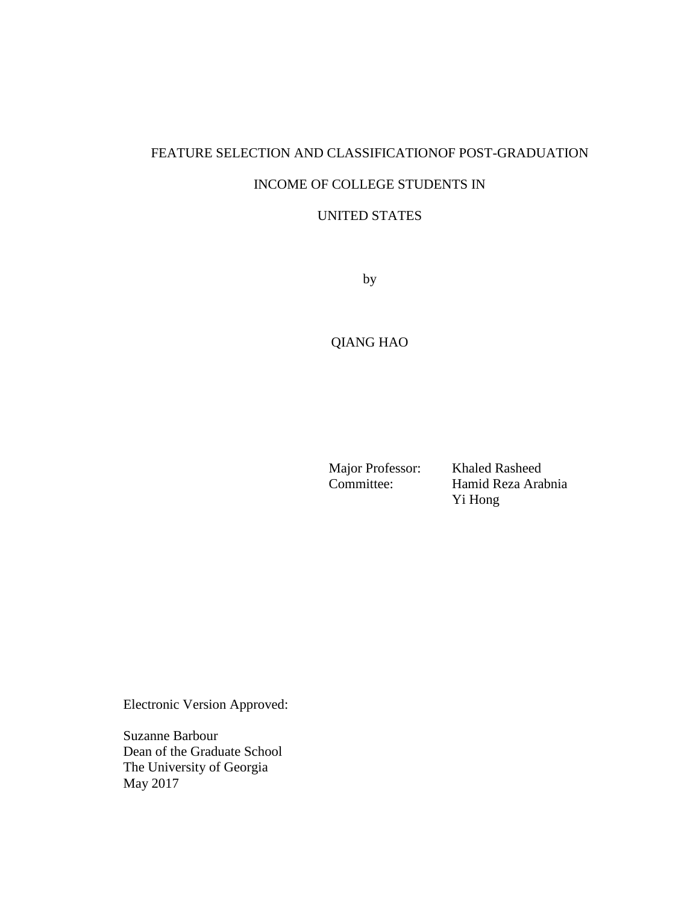FEATURE SELECTION AND CLASSIFICATIONOF POST-GRADUATION

INCOME OF COLLEGE STUDENTS IN

UNITED STATES

by

QIANG HAO

Major Professor: Khaled Rasheed
Committee: Hamid Reza Arabnia
Yi Hong

Electronic Version Approved:

Suzanne Barbour
Dean of the Graduate School
The University of Georgia
May 2017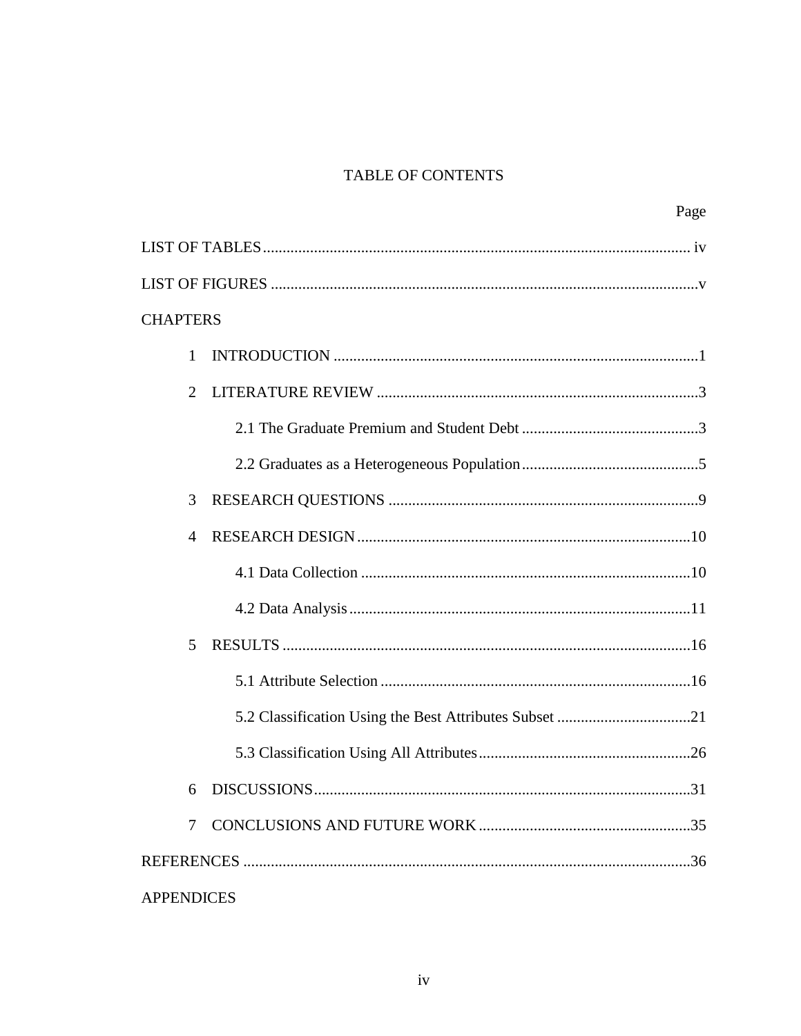# TABLE OF CONTENTS

| | Page |
|---|---|
| LIST OF TABLES | iv |
| LIST OF FIGURES | v |
| CHAPTERS | |
| 1 INTRODUCTION | 1 |
| 2 LITERATURE REVIEW | 3 |
| 2.1 The Graduate Premium and Student Debt | 3 |
| 2.2 Graduates as a Heterogeneous Population | 5 |
| 3 RESEARCH QUESTIONS | 9 |
| 4 RESEARCH DESIGN | 10 |
| 4.1 Data Collection | 10 |
| 4.2 Data Analysis | 11 |
| 5 RESULTS | 16 |
| 5.1 Attribute Selection | 16 |
| 5.2 Classification Using the Best Attributes Subset | 21 |
| 5.3 Classification Using All Attributes | 26 |
| 6 DISCUSSIONS | 31 |
| 7 CONCLUSIONS AND FUTURE WORK | 35 |
| REFERENCES | 36 |
| APPENDICES | |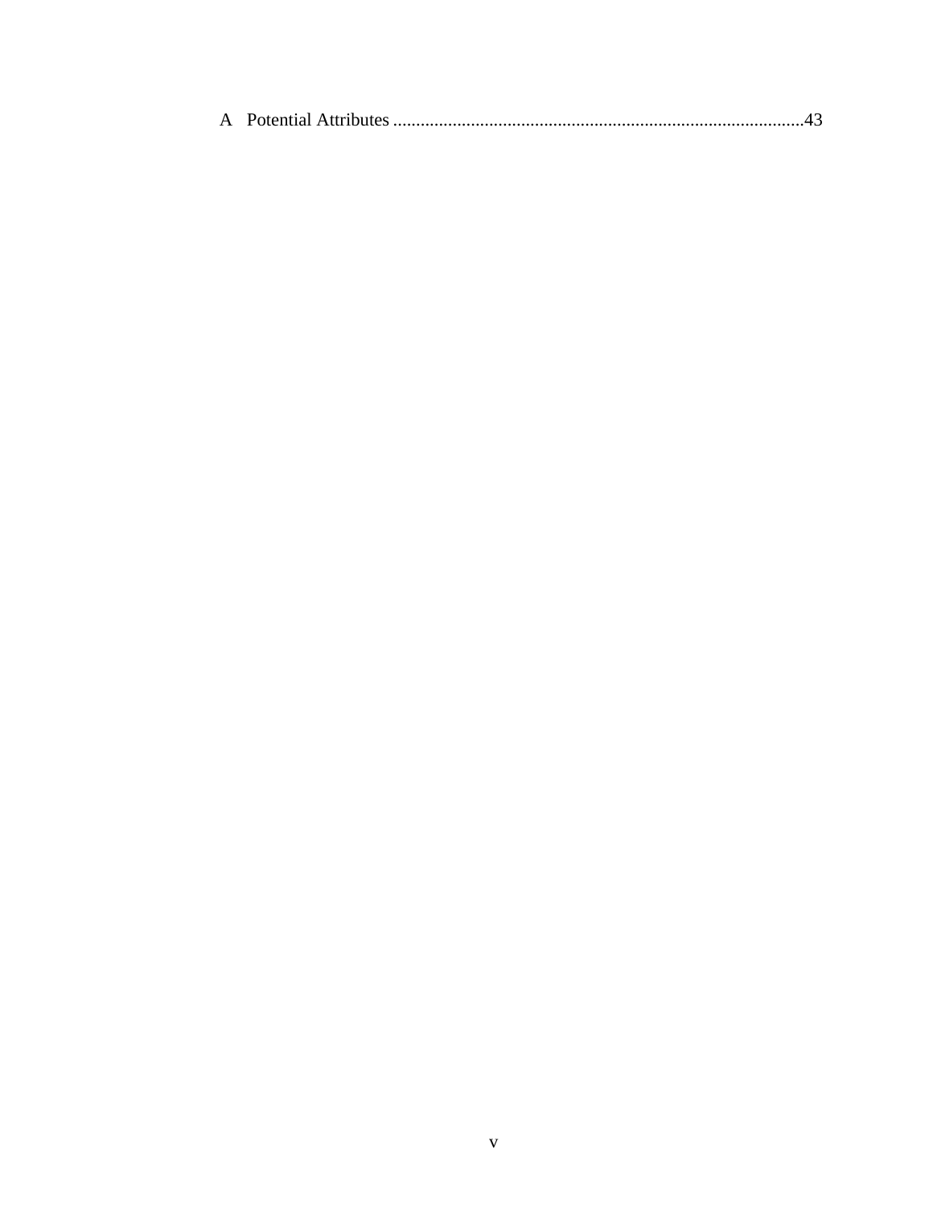A Potential Attributes ........................................................................................43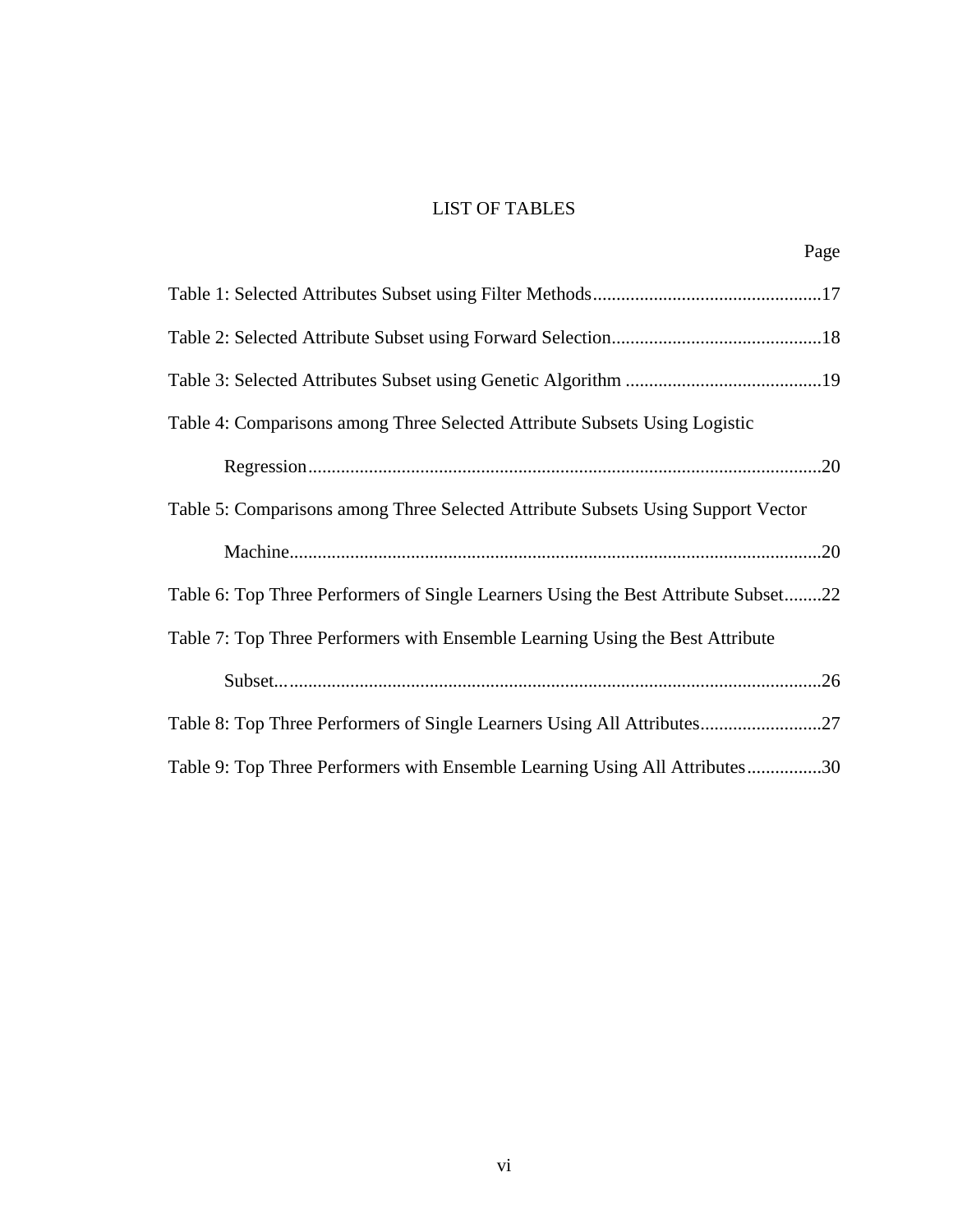# LIST OF TABLES

| | Page |
|---|---|
| Table 1: Selected Attributes Subset using Filter Methods | 17 |
| Table 2: Selected Attribute Subset using Forward Selection | 18 |
| Table 3: Selected Attributes Subset using Genetic Algorithm | 19 |
| Table 4: Comparisons among Three Selected Attribute Subsets Using Logistic Regression | 20 |
| Table 5: Comparisons among Three Selected Attribute Subsets Using Support Vector Machine | 20 |
| Table 6: Top Three Performers of Single Learners Using the Best Attribute Subset | 22 |
| Table 7: Top Three Performers with Ensemble Learning Using the Best Attribute Subset | 26 |
| Table 8: Top Three Performers of Single Learners Using All Attributes | 27 |
| Table 9: Top Three Performers with Ensemble Learning Using All Attributes | 30 |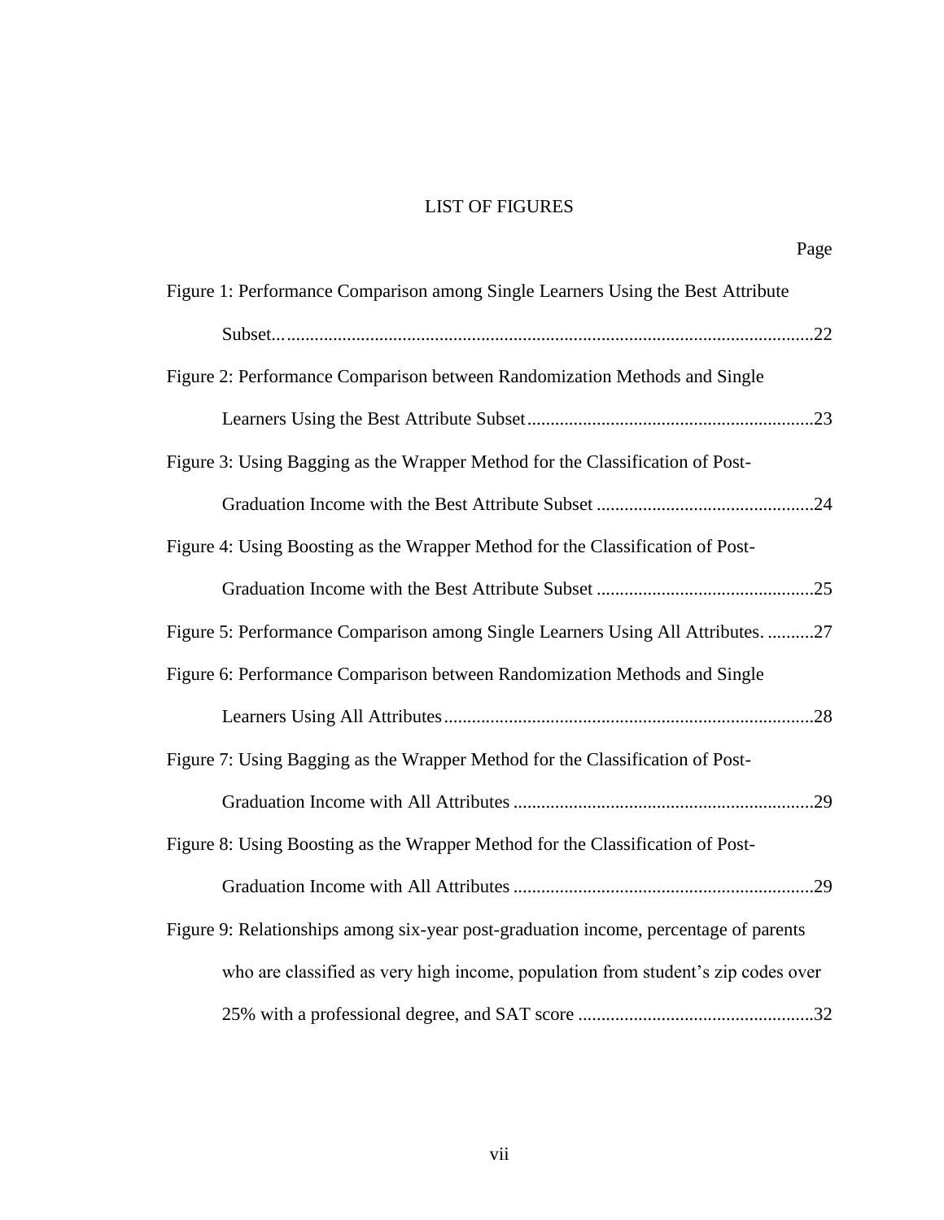# LIST OF FIGURES

| | Page |
|---|---|
| Figure 1: Performance Comparison among Single Learners Using the Best Attribute Subset | 22 |
| Figure 2: Performance Comparison between Randomization Methods and Single Learners Using the Best Attribute Subset | 23 |
| Figure 3: Using Bagging as the Wrapper Method for the Classification of Post-Graduation Income with the Best Attribute Subset | 24 |
| Figure 4: Using Boosting as the Wrapper Method for the Classification of Post-Graduation Income with the Best Attribute Subset | 25 |
| Figure 5: Performance Comparison among Single Learners Using All Attributes. | 27 |
| Figure 6: Performance Comparison between Randomization Methods and Single Learners Using All Attributes | 28 |
| Figure 7: Using Bagging as the Wrapper Method for the Classification of Post-Graduation Income with All Attributes | 29 |
| Figure 8: Using Boosting as the Wrapper Method for the Classification of Post-Graduation Income with All Attributes | 29 |
| Figure 9: Relationships among six-year post-graduation income, percentage of parents who are classified as very high income, population from student's zip codes over 25% with a professional degree, and SAT score | 32 |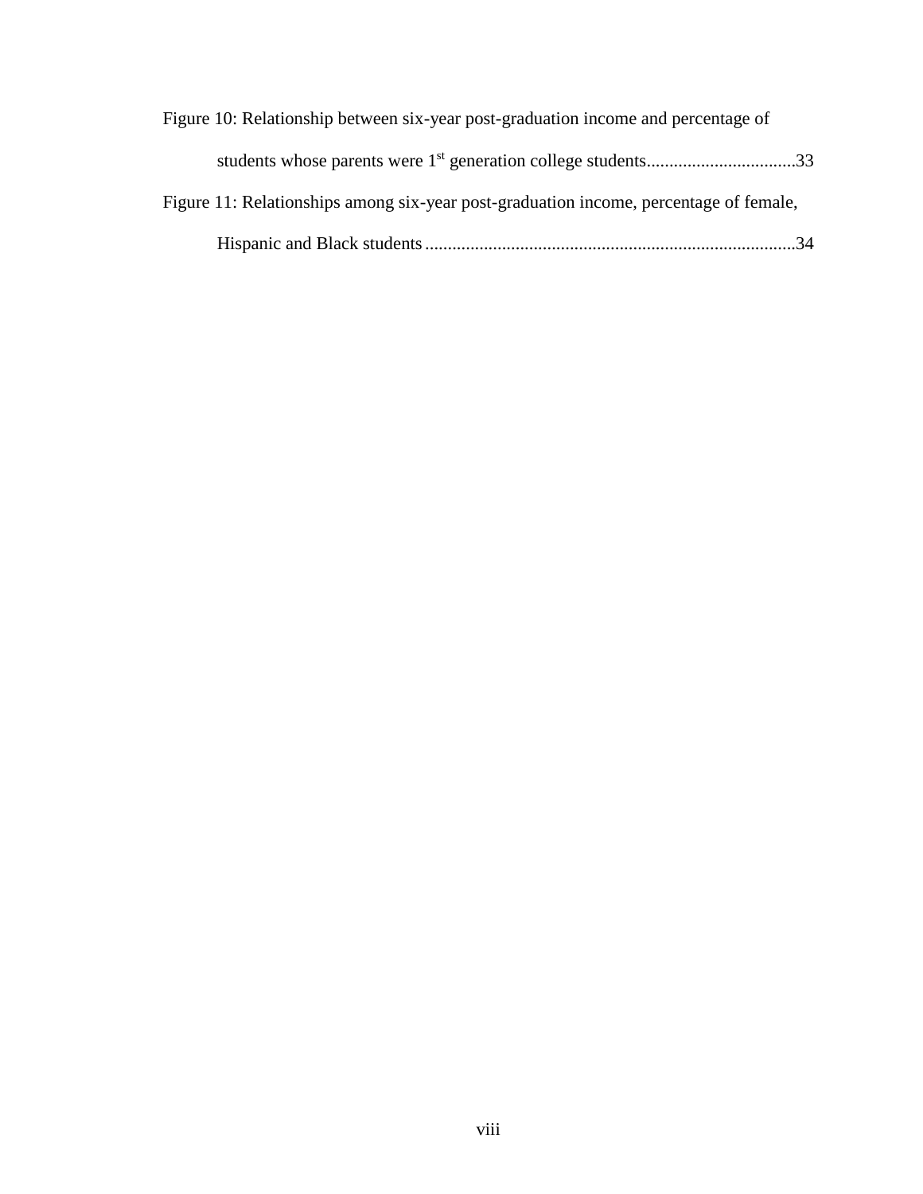Figure 10: Relationship between six-year post-graduation income and percentage of students whose parents were 1st generation college students................................33

Figure 11: Relationships among six-year post-graduation income, percentage of female, Hispanic and Black students.................................................................................34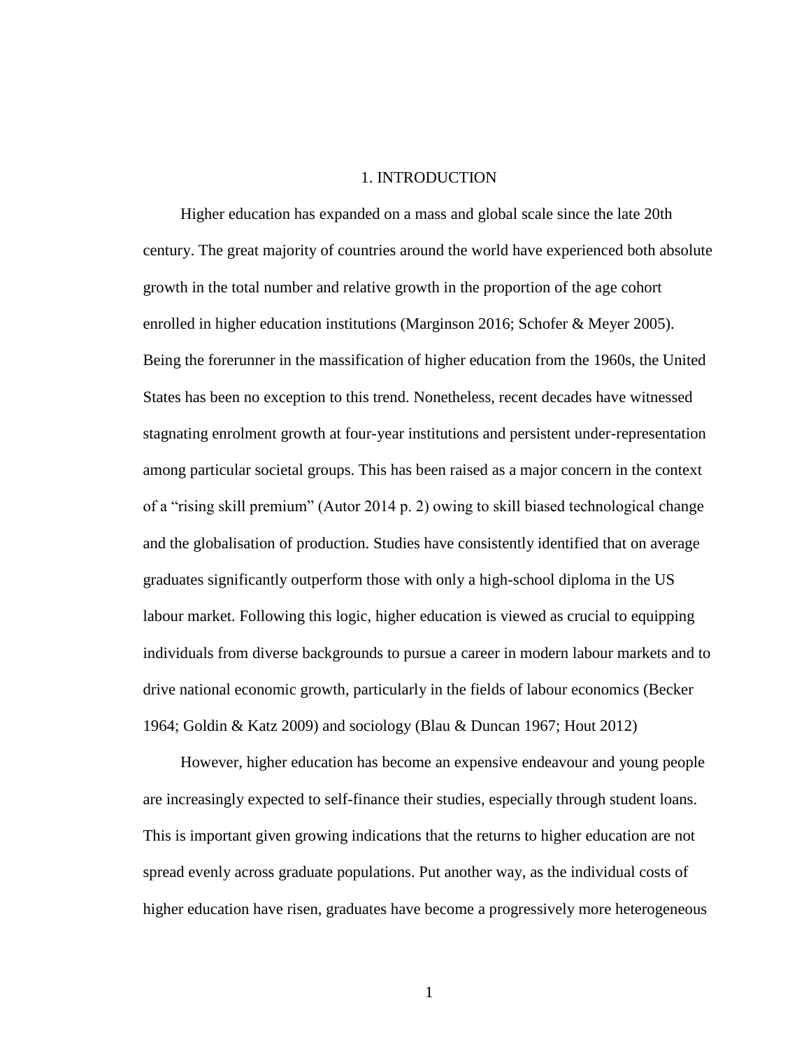# 1. INTRODUCTION

Higher education has expanded on a mass and global scale since the late 20th century. The great majority of countries around the world have experienced both absolute growth in the total number and relative growth in the proportion of the age cohort enrolled in higher education institutions (Marginson 2016; Schofer & Meyer 2005). Being the forerunner in the massification of higher education from the 1960s, the United States has been no exception to this trend. Nonetheless, recent decades have witnessed stagnating enrolment growth at four-year institutions and persistent under-representation among particular societal groups. This has been raised as a major concern in the context of a "rising skill premium" (Autor 2014 p. 2) owing to skill biased technological change and the globalisation of production. Studies have consistently identified that on average graduates significantly outperform those with only a high-school diploma in the US labour market. Following this logic, higher education is viewed as crucial to equipping individuals from diverse backgrounds to pursue a career in modern labour markets and to drive national economic growth, particularly in the fields of labour economics (Becker 1964; Goldin & Katz 2009) and sociology (Blau & Duncan 1967; Hout 2012)

However, higher education has become an expensive endeavour and young people are increasingly expected to self-finance their studies, especially through student loans. This is important given growing indications that the returns to higher education are not spread evenly across graduate populations. Put another way, as the individual costs of higher education have risen, graduates have become a progressively more heterogeneous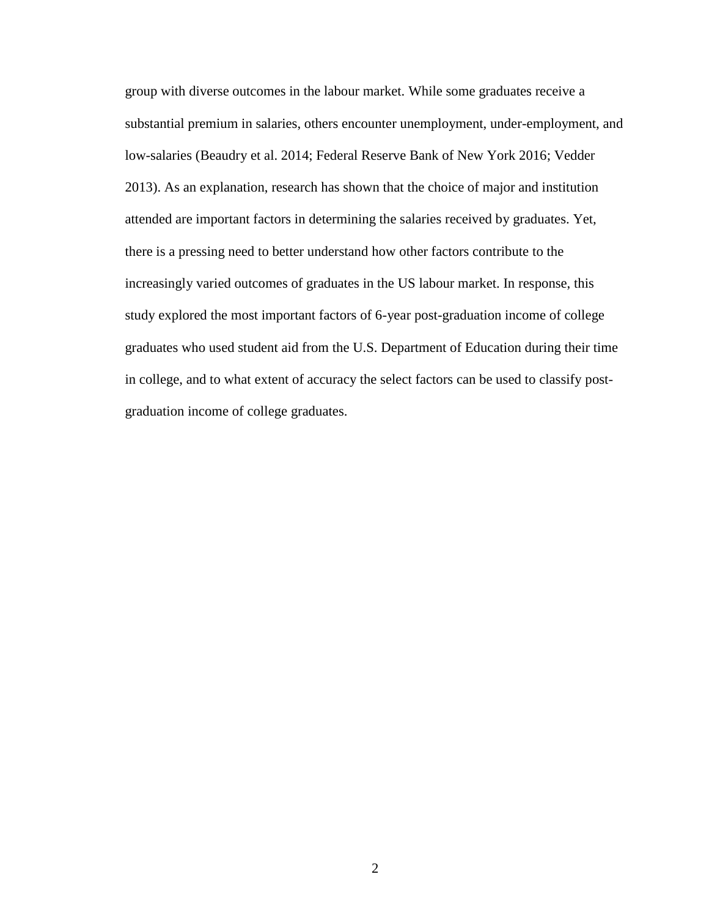group with diverse outcomes in the labour market. While some graduates receive a substantial premium in salaries, others encounter unemployment, under-employment, and low-salaries (Beaudry et al. 2014; Federal Reserve Bank of New York 2016; Vedder 2013). As an explanation, research has shown that the choice of major and institution attended are important factors in determining the salaries received by graduates. Yet, there is a pressing need to better understand how other factors contribute to the increasingly varied outcomes of graduates in the US labour market. In response, this study explored the most important factors of 6-year post-graduation income of college graduates who used student aid from the U.S. Department of Education during their time in college, and to what extent of accuracy the select factors can be used to classify post-graduation income of college graduates.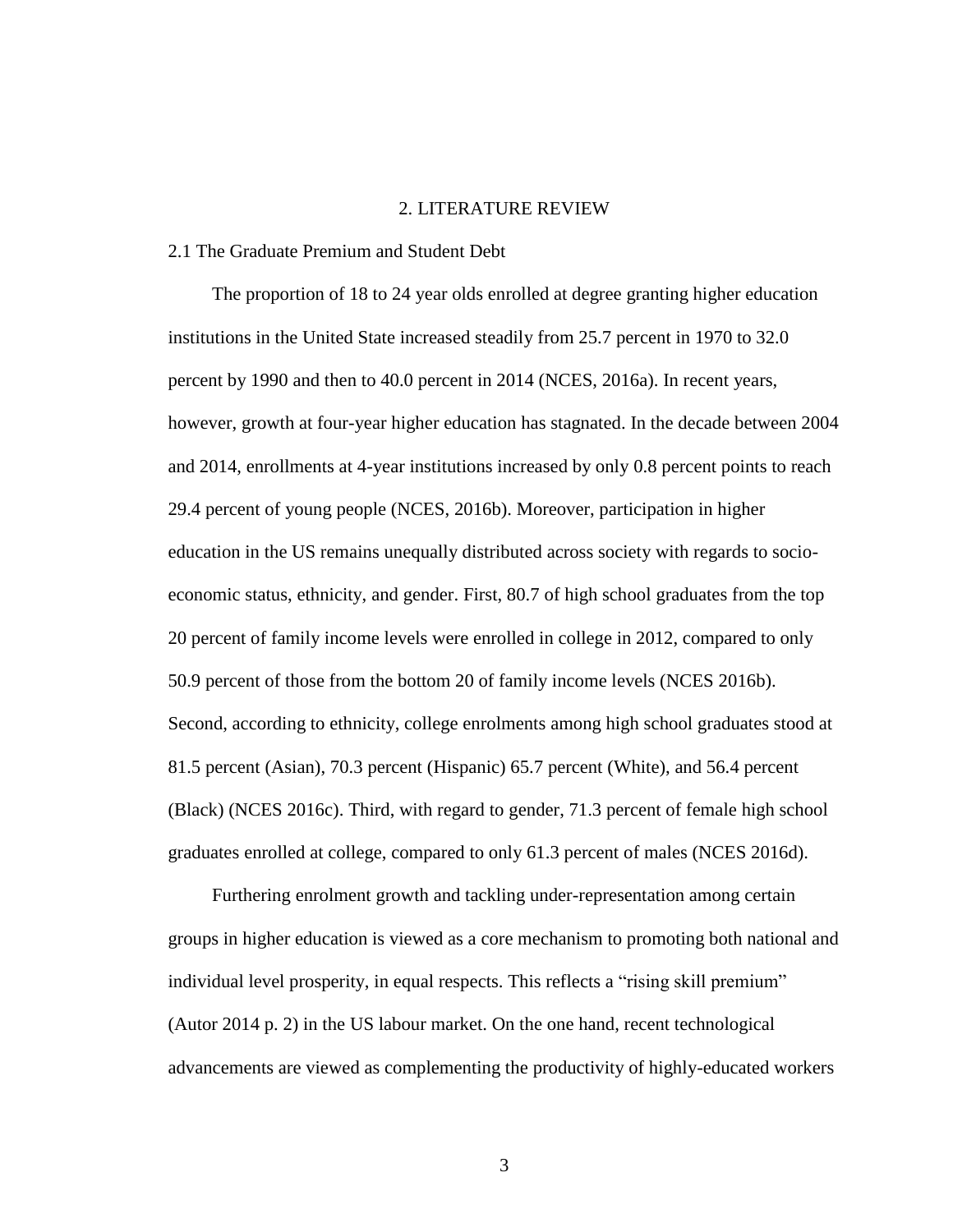# 2. LITERATURE REVIEW

## 2.1 The Graduate Premium and Student Debt

The proportion of 18 to 24 year olds enrolled at degree granting higher education institutions in the United State increased steadily from 25.7 percent in 1970 to 32.0 percent by 1990 and then to 40.0 percent in 2014 (NCES, 2016a). In recent years, however, growth at four-year higher education has stagnated. In the decade between 2004 and 2014, enrollments at 4-year institutions increased by only 0.8 percent points to reach 29.4 percent of young people (NCES, 2016b). Moreover, participation in higher education in the US remains unequally distributed across society with regards to socio-economic status, ethnicity, and gender. First, 80.7 of high school graduates from the top 20 percent of family income levels were enrolled in college in 2012, compared to only 50.9 percent of those from the bottom 20 of family income levels (NCES 2016b). Second, according to ethnicity, college enrolments among high school graduates stood at 81.5 percent (Asian), 70.3 percent (Hispanic) 65.7 percent (White), and 56.4 percent (Black) (NCES 2016c). Third, with regard to gender, 71.3 percent of female high school graduates enrolled at college, compared to only 61.3 percent of males (NCES 2016d).

Furthering enrolment growth and tackling under-representation among certain groups in higher education is viewed as a core mechanism to promoting both national and individual level prosperity, in equal respects. This reflects a "rising skill premium" (Autor 2014 p. 2) in the US labour market. On the one hand, recent technological advancements are viewed as complementing the productivity of highly-educated workers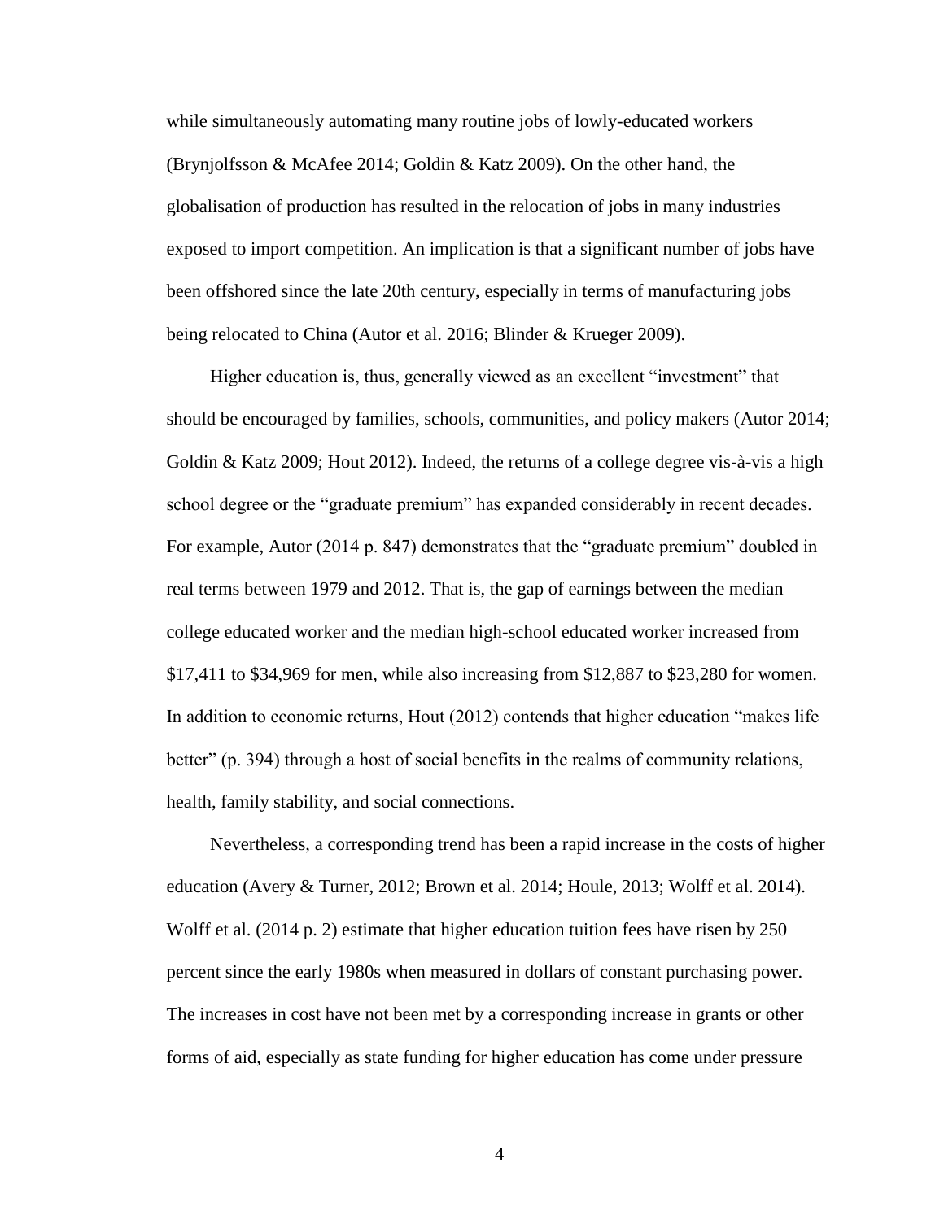while simultaneously automating many routine jobs of lowly-educated workers (Brynjolfsson & McAfee 2014; Goldin & Katz 2009). On the other hand, the globalisation of production has resulted in the relocation of jobs in many industries exposed to import competition. An implication is that a significant number of jobs have been offshored since the late 20th century, especially in terms of manufacturing jobs being relocated to China (Autor et al. 2016; Blinder & Krueger 2009).

Higher education is, thus, generally viewed as an excellent "investment" that should be encouraged by families, schools, communities, and policy makers (Autor 2014; Goldin & Katz 2009; Hout 2012). Indeed, the returns of a college degree vis-à-vis a high school degree or the "graduate premium" has expanded considerably in recent decades. For example, Autor (2014 p. 847) demonstrates that the "graduate premium" doubled in real terms between 1979 and 2012. That is, the gap of earnings between the median college educated worker and the median high-school educated worker increased from $17,411 to $34,969 for men, while also increasing from $12,887 to $23,280 for women. In addition to economic returns, Hout (2012) contends that higher education "makes life better" (p. 394) through a host of social benefits in the realms of community relations, health, family stability, and social connections.

Nevertheless, a corresponding trend has been a rapid increase in the costs of higher education (Avery & Turner, 2012; Brown et al. 2014; Houle, 2013; Wolff et al. 2014). Wolff et al. (2014 p. 2) estimate that higher education tuition fees have risen by 250 percent since the early 1980s when measured in dollars of constant purchasing power. The increases in cost have not been met by a corresponding increase in grants or other forms of aid, especially as state funding for higher education has come under pressure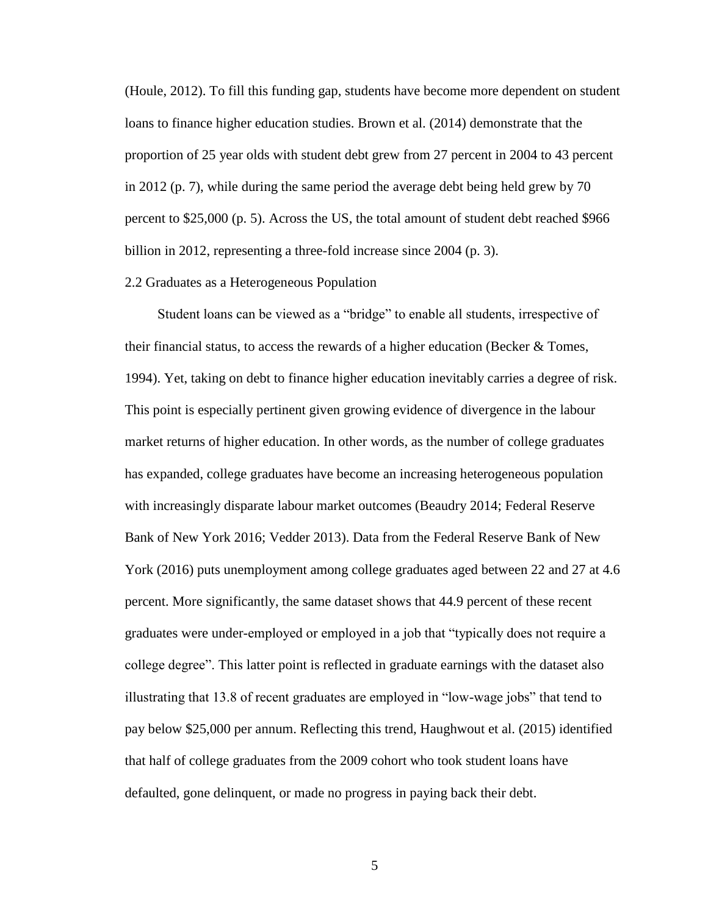(Houle, 2012). To fill this funding gap, students have become more dependent on student loans to finance higher education studies. Brown et al. (2014) demonstrate that the proportion of 25 year olds with student debt grew from 27 percent in 2004 to 43 percent in 2012 (p. 7), while during the same period the average debt being held grew by 70 percent to $25,000 (p. 5). Across the US, the total amount of student debt reached $966 billion in 2012, representing a three-fold increase since 2004 (p. 3).

## 2.2 Graduates as a Heterogeneous Population

Student loans can be viewed as a "bridge" to enable all students, irrespective of their financial status, to access the rewards of a higher education (Becker & Tomes, 1994). Yet, taking on debt to finance higher education inevitably carries a degree of risk. This point is especially pertinent given growing evidence of divergence in the labour market returns of higher education. In other words, as the number of college graduates has expanded, college graduates have become an increasing heterogeneous population with increasingly disparate labour market outcomes (Beaudry 2014; Federal Reserve Bank of New York 2016; Vedder 2013). Data from the Federal Reserve Bank of New York (2016) puts unemployment among college graduates aged between 22 and 27 at 4.6 percent. More significantly, the same dataset shows that 44.9 percent of these recent graduates were under-employed or employed in a job that "typically does not require a college degree". This latter point is reflected in graduate earnings with the dataset also illustrating that 13.8 of recent graduates are employed in "low-wage jobs" that tend to pay below $25,000 per annum. Reflecting this trend, Haughwout et al. (2015) identified that half of college graduates from the 2009 cohort who took student loans have defaulted, gone delinquent, or made no progress in paying back their debt.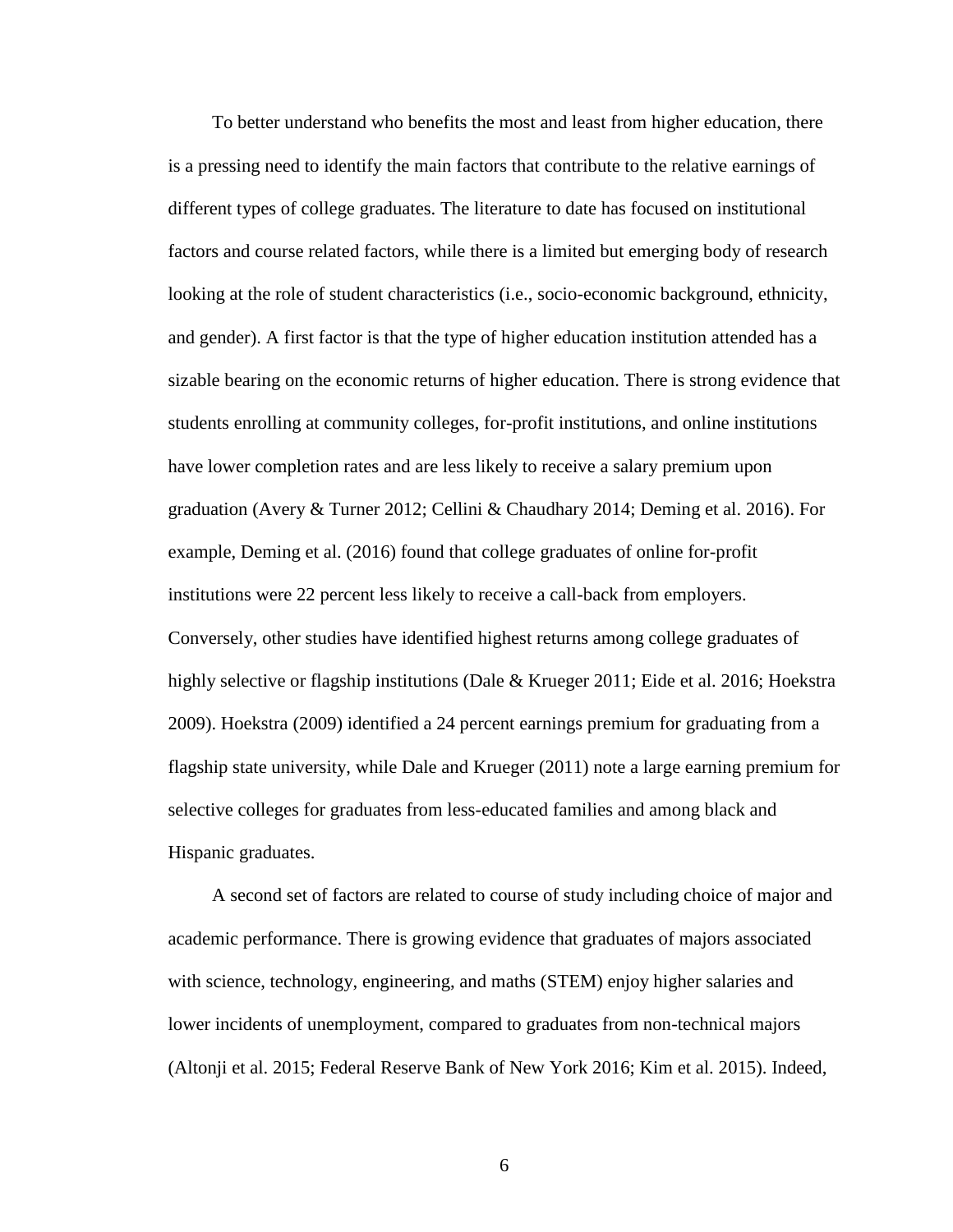To better understand who benefits the most and least from higher education, there is a pressing need to identify the main factors that contribute to the relative earnings of different types of college graduates. The literature to date has focused on institutional factors and course related factors, while there is a limited but emerging body of research looking at the role of student characteristics (i.e., socio-economic background, ethnicity, and gender). A first factor is that the type of higher education institution attended has a sizable bearing on the economic returns of higher education. There is strong evidence that students enrolling at community colleges, for-profit institutions, and online institutions have lower completion rates and are less likely to receive a salary premium upon graduation (Avery & Turner 2012; Cellini & Chaudhary 2014; Deming et al. 2016). For example, Deming et al. (2016) found that college graduates of online for-profit institutions were 22 percent less likely to receive a call-back from employers. Conversely, other studies have identified highest returns among college graduates of highly selective or flagship institutions (Dale & Krueger 2011; Eide et al. 2016; Hoekstra 2009). Hoekstra (2009) identified a 24 percent earnings premium for graduating from a flagship state university, while Dale and Krueger (2011) note a large earning premium for selective colleges for graduates from less-educated families and among black and Hispanic graduates.

A second set of factors are related to course of study including choice of major and academic performance. There is growing evidence that graduates of majors associated with science, technology, engineering, and maths (STEM) enjoy higher salaries and lower incidents of unemployment, compared to graduates from non-technical majors (Altonji et al. 2015; Federal Reserve Bank of New York 2016; Kim et al. 2015). Indeed,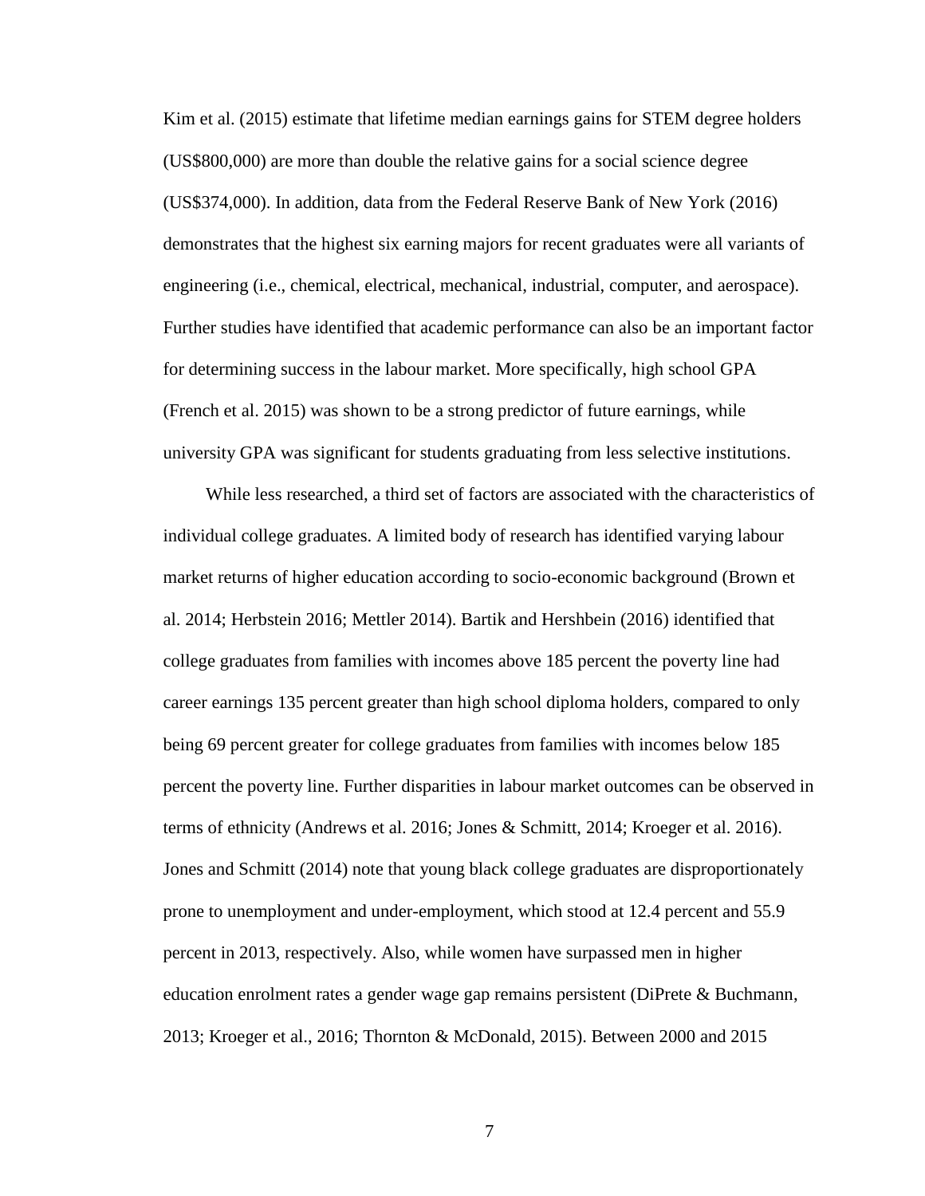Kim et al. (2015) estimate that lifetime median earnings gains for STEM degree holders (US$800,000) are more than double the relative gains for a social science degree (US$374,000). In addition, data from the Federal Reserve Bank of New York (2016) demonstrates that the highest six earning majors for recent graduates were all variants of engineering (i.e., chemical, electrical, mechanical, industrial, computer, and aerospace). Further studies have identified that academic performance can also be an important factor for determining success in the labour market. More specifically, high school GPA (French et al. 2015) was shown to be a strong predictor of future earnings, while university GPA was significant for students graduating from less selective institutions.

While less researched, a third set of factors are associated with the characteristics of individual college graduates. A limited body of research has identified varying labour market returns of higher education according to socio-economic background (Brown et al. 2014; Herbstein 2016; Mettler 2014). Bartik and Hershbein (2016) identified that college graduates from families with incomes above 185 percent the poverty line had career earnings 135 percent greater than high school diploma holders, compared to only being 69 percent greater for college graduates from families with incomes below 185 percent the poverty line. Further disparities in labour market outcomes can be observed in terms of ethnicity (Andrews et al. 2016; Jones & Schmitt, 2014; Kroeger et al. 2016). Jones and Schmitt (2014) note that young black college graduates are disproportionately prone to unemployment and under-employment, which stood at 12.4 percent and 55.9 percent in 2013, respectively. Also, while women have surpassed men in higher education enrolment rates a gender wage gap remains persistent (DiPrete & Buchmann, 2013; Kroeger et al., 2016; Thornton & McDonald, 2015). Between 2000 and 2015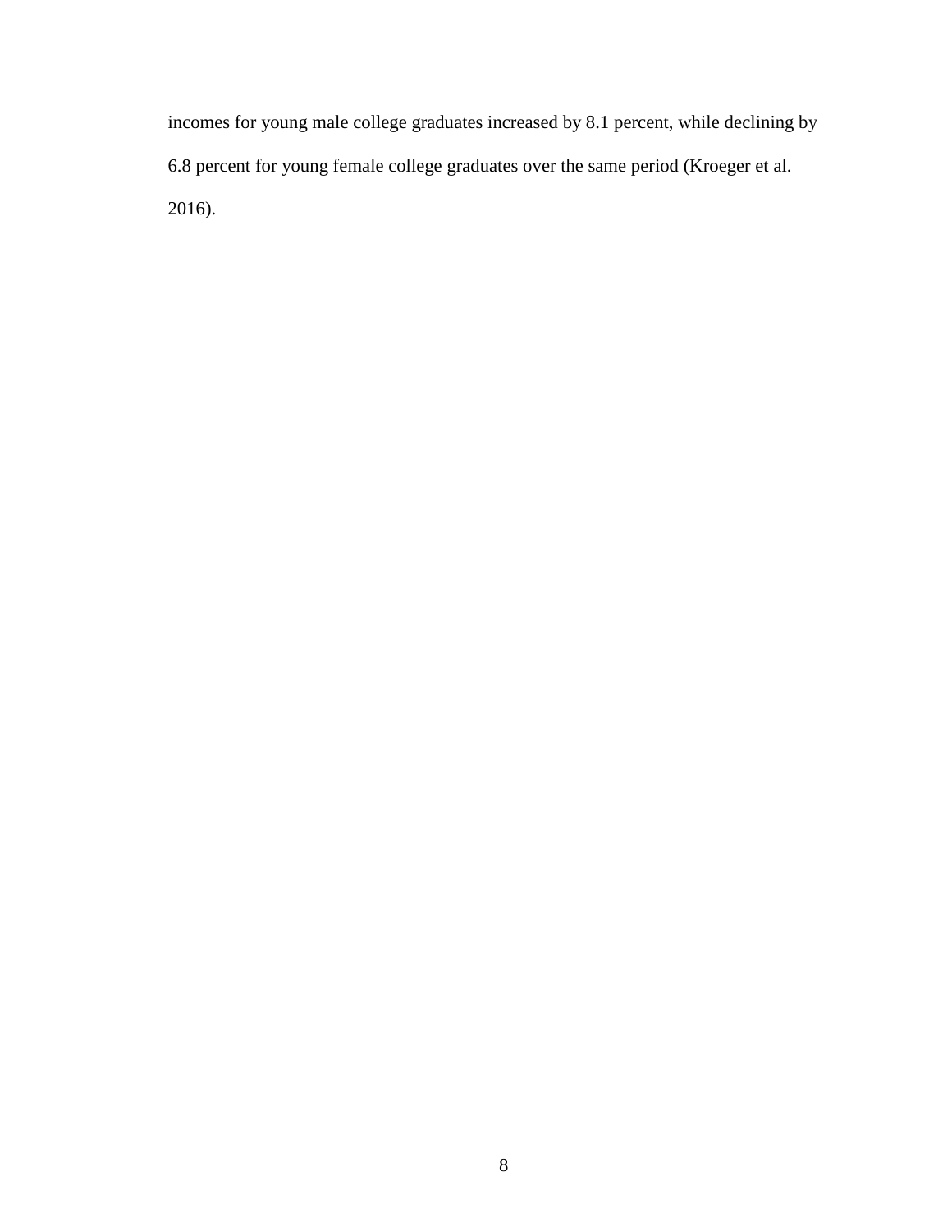incomes for young male college graduates increased by 8.1 percent, while declining by 6.8 percent for young female college graduates over the same period (Kroeger et al. 2016).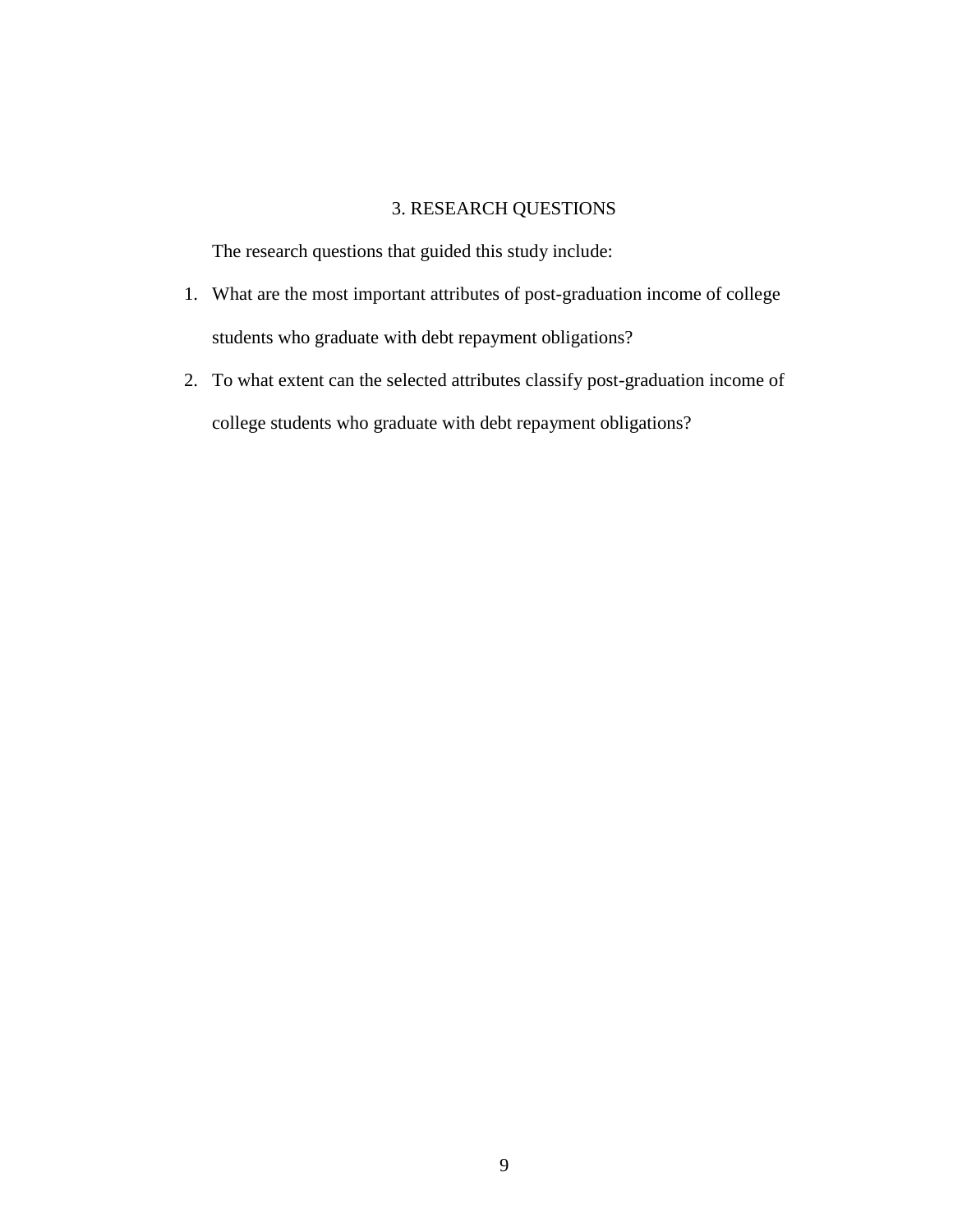# 3. RESEARCH QUESTIONS

The research questions that guided this study include:

1. What are the most important attributes of post-graduation income of college students who graduate with debt repayment obligations?
2. To what extent can the selected attributes classify post-graduation income of college students who graduate with debt repayment obligations?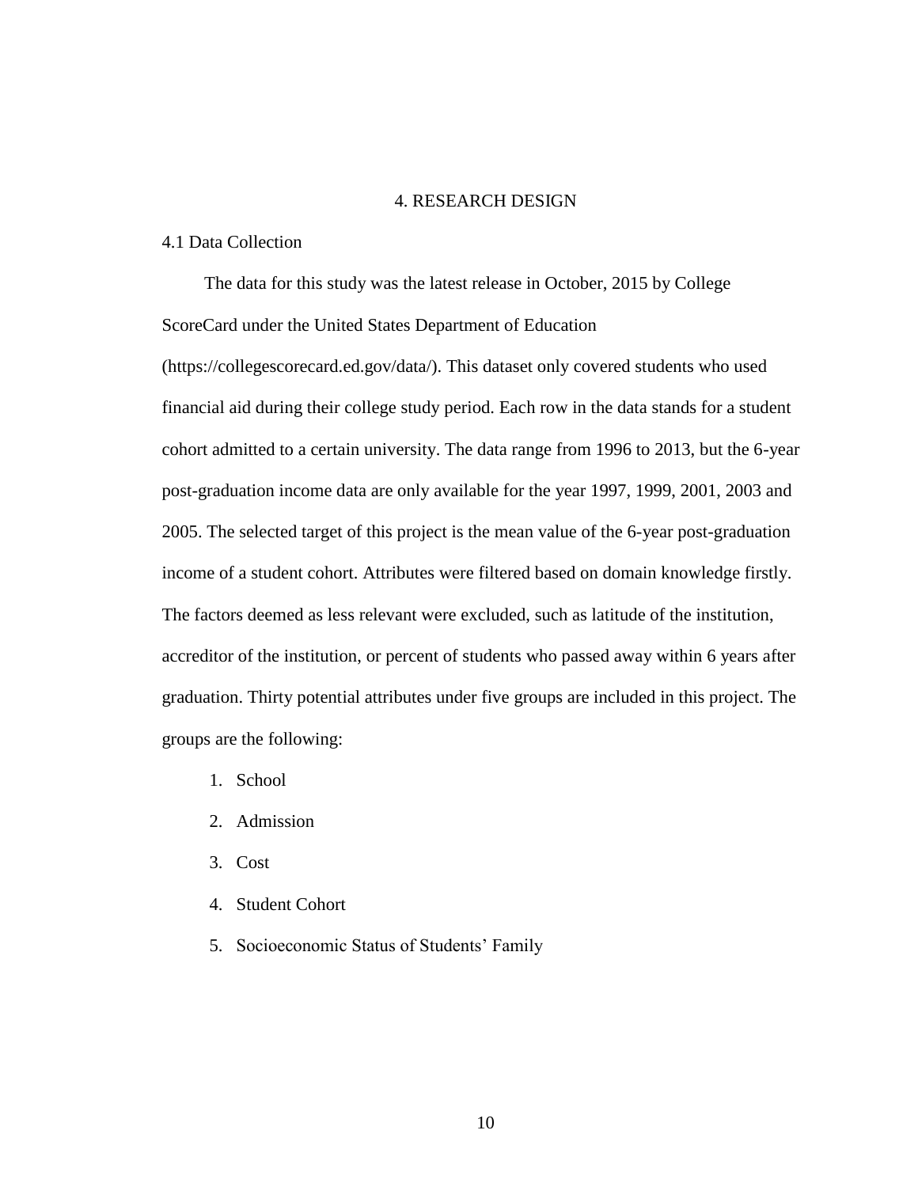# 4. RESEARCH DESIGN

## 4.1 Data Collection

The data for this study was the latest release in October, 2015 by College ScoreCard under the United States Department of Education (https://collegescorecard.ed.gov/data/). This dataset only covered students who used financial aid during their college study period. Each row in the data stands for a student cohort admitted to a certain university. The data range from 1996 to 2013, but the 6-year post-graduation income data are only available for the year 1997, 1999, 2001, 2003 and 2005. The selected target of this project is the mean value of the 6-year post-graduation income of a student cohort. Attributes were filtered based on domain knowledge firstly. The factors deemed as less relevant were excluded, such as latitude of the institution, accreditor of the institution, or percent of students who passed away within 6 years after graduation. Thirty potential attributes under five groups are included in this project. The groups are the following:

1. School
2. Admission
3. Cost
4. Student Cohort
5. Socioeconomic Status of Students' Family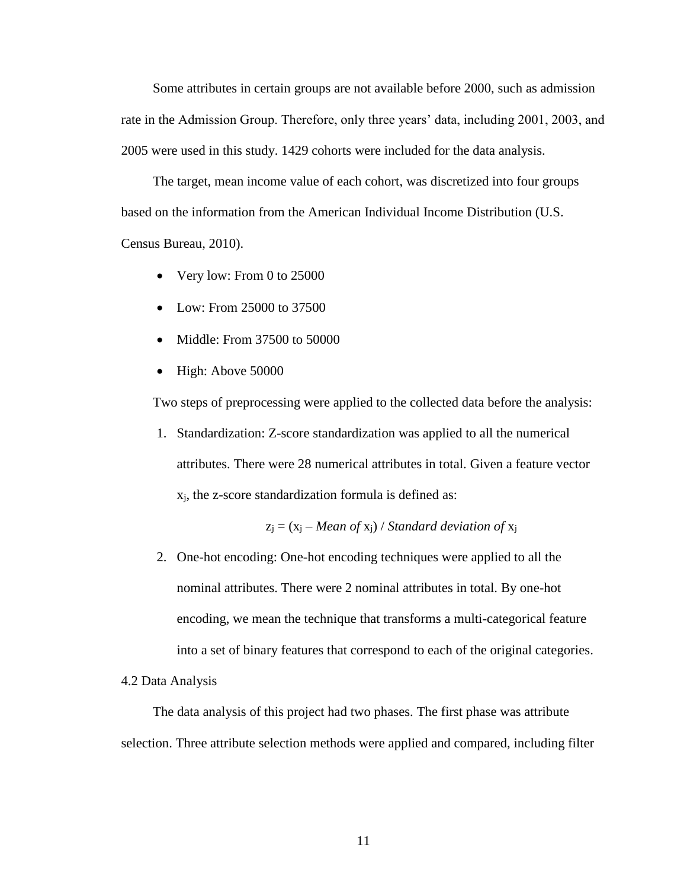Some attributes in certain groups are not available before 2000, such as admission rate in the Admission Group. Therefore, only three years' data, including 2001, 2003, and 2005 were used in this study. 1429 cohorts were included for the data analysis.

The target, mean income value of each cohort, was discretized into four groups based on the information from the American Individual Income Distribution (U.S. Census Bureau, 2010).

- Very low: From 0 to 25000
- Low: From 25000 to 37500
- Middle: From 37500 to 50000
- High: Above 50000

Two steps of preprocessing were applied to the collected data before the analysis:

1. Standardization: Z-score standardization was applied to all the numerical attributes. There were 28 numerical attributes in total. Given a feature vector $x_j$, the z-score standardization formula is defined as:

   $$z_j = (x_j - \textit{Mean of } x_j) / \textit{Standard deviation of } x_j$$

2. One-hot encoding: One-hot encoding techniques were applied to all the nominal attributes. There were 2 nominal attributes in total. By one-hot encoding, we mean the technique that transforms a multi-categorical feature into a set of binary features that correspond to each of the original categories.

### 4.2 Data Analysis

The data analysis of this project had two phases. The first phase was attribute selection. Three attribute selection methods were applied and compared, including filter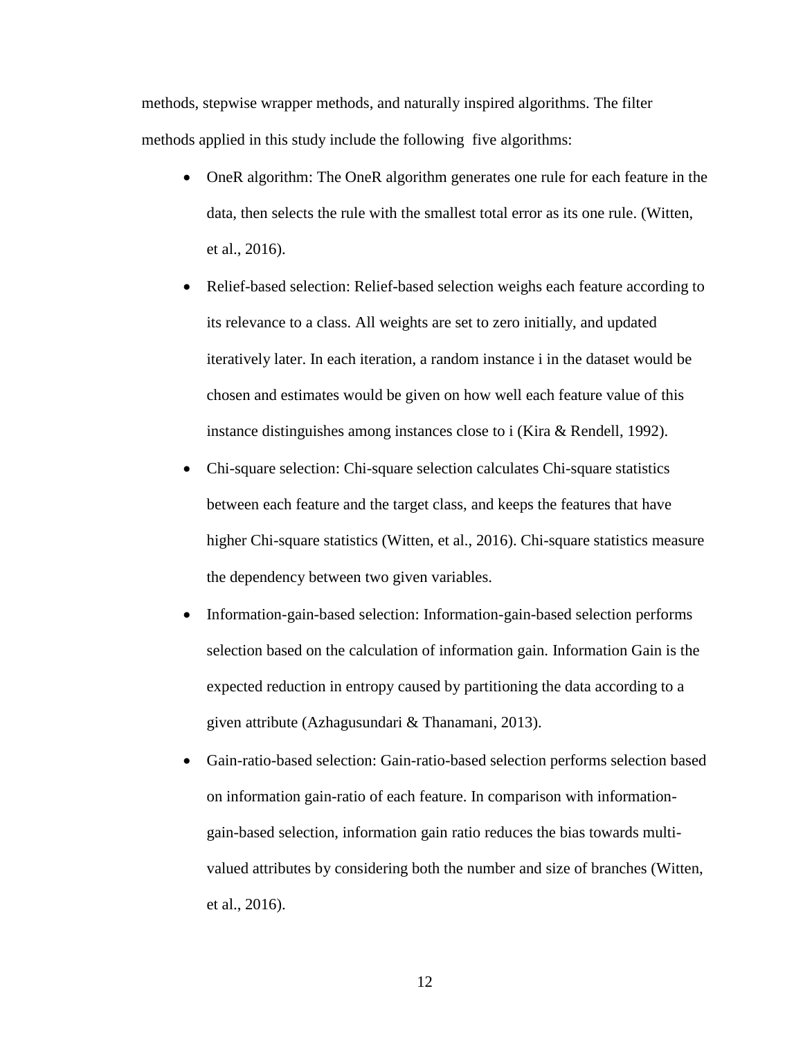methods, stepwise wrapper methods, and naturally inspired algorithms. The filter methods applied in this study include the following five algorithms:

- OneR algorithm: The OneR algorithm generates one rule for each feature in the data, then selects the rule with the smallest total error as its one rule. (Witten, et al., 2016).
- Relief-based selection: Relief-based selection weighs each feature according to its relevance to a class. All weights are set to zero initially, and updated iteratively later. In each iteration, a random instance i in the dataset would be chosen and estimates would be given on how well each feature value of this instance distinguishes among instances close to i (Kira & Rendell, 1992).
- Chi-square selection: Chi-square selection calculates Chi-square statistics between each feature and the target class, and keeps the features that have higher Chi-square statistics (Witten, et al., 2016). Chi-square statistics measure the dependency between two given variables.
- Information-gain-based selection: Information-gain-based selection performs selection based on the calculation of information gain. Information Gain is the expected reduction in entropy caused by partitioning the data according to a given attribute (Azhagusundari & Thanamani, 2013).
- Gain-ratio-based selection: Gain-ratio-based selection performs selection based on information gain-ratio of each feature. In comparison with information-gain-based selection, information gain ratio reduces the bias towards multi-valued attributes by considering both the number and size of branches (Witten, et al., 2016).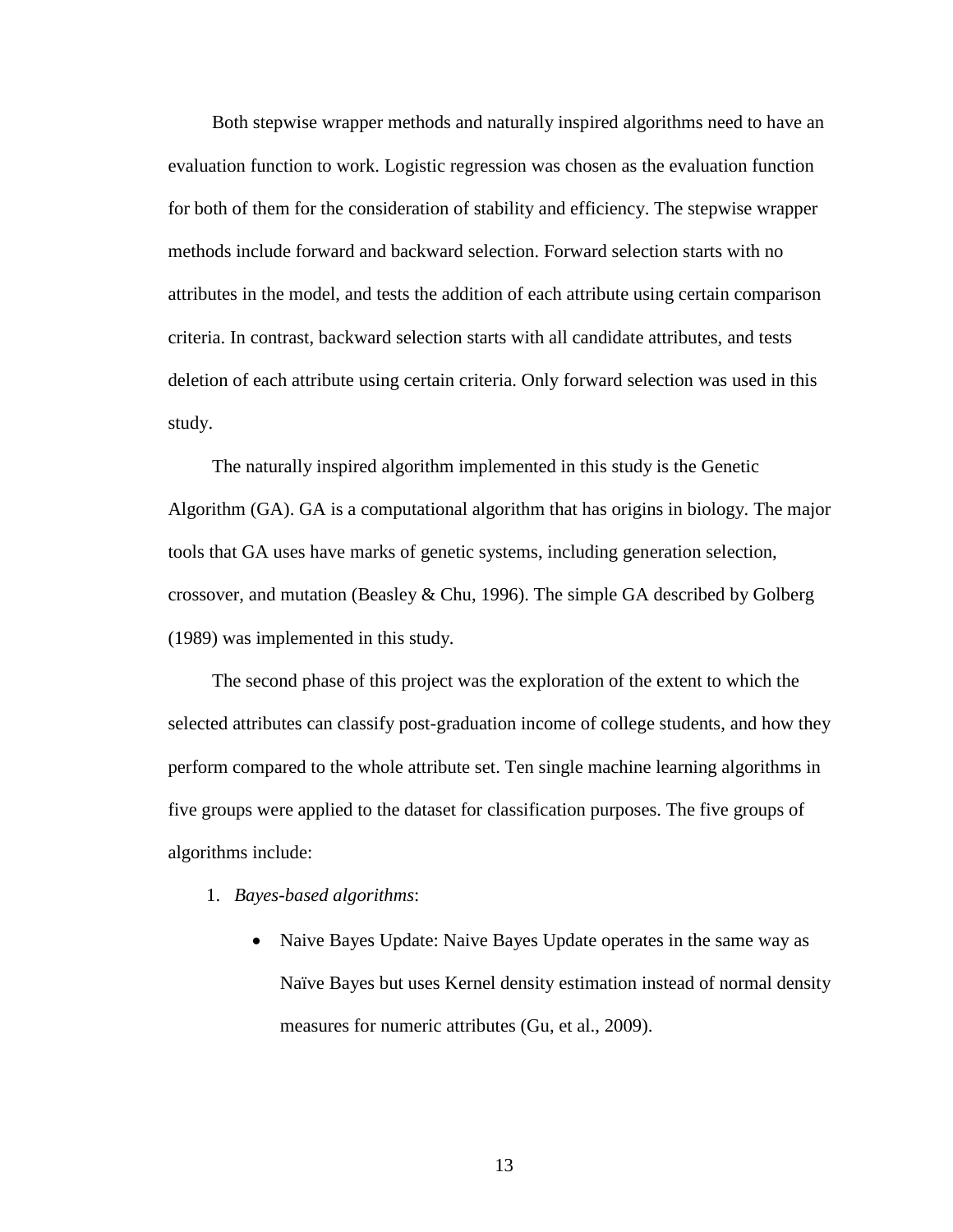Both stepwise wrapper methods and naturally inspired algorithms need to have an evaluation function to work. Logistic regression was chosen as the evaluation function for both of them for the consideration of stability and efficiency. The stepwise wrapper methods include forward and backward selection. Forward selection starts with no attributes in the model, and tests the addition of each attribute using certain comparison criteria. In contrast, backward selection starts with all candidate attributes, and tests deletion of each attribute using certain criteria. Only forward selection was used in this study.

The naturally inspired algorithm implemented in this study is the Genetic Algorithm (GA). GA is a computational algorithm that has origins in biology. The major tools that GA uses have marks of genetic systems, including generation selection, crossover, and mutation (Beasley & Chu, 1996). The simple GA described by Golberg (1989) was implemented in this study.

The second phase of this project was the exploration of the extent to which the selected attributes can classify post-graduation income of college students, and how they perform compared to the whole attribute set. Ten single machine learning algorithms in five groups were applied to the dataset for classification purposes. The five groups of algorithms include:

1. *Bayes-based algorithms*:
    - Naive Bayes Update: Naive Bayes Update operates in the same way as Naïve Bayes but uses Kernel density estimation instead of normal density measures for numeric attributes (Gu, et al., 2009).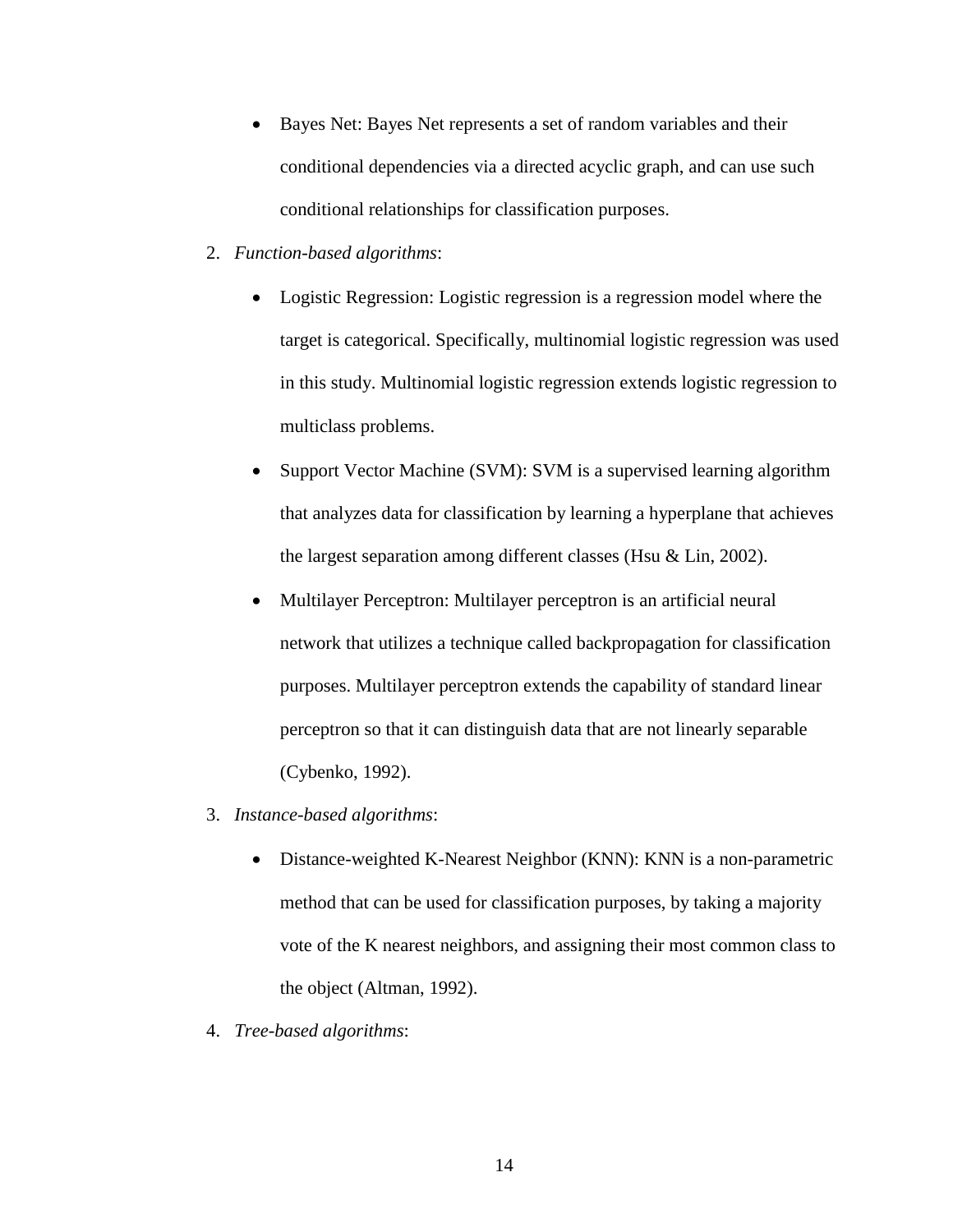- Bayes Net: Bayes Net represents a set of random variables and their conditional dependencies via a directed acyclic graph, and can use such conditional relationships for classification purposes.

2. *Function-based algorithms*:

    - Logistic Regression: Logistic regression is a regression model where the target is categorical. Specifically, multinomial logistic regression was used in this study. Multinomial logistic regression extends logistic regression to multiclass problems.
    - Support Vector Machine (SVM): SVM is a supervised learning algorithm that analyzes data for classification by learning a hyperplane that achieves the largest separation among different classes (Hsu & Lin, 2002).
    - Multilayer Perceptron: Multilayer perceptron is an artificial neural network that utilizes a technique called backpropagation for classification purposes. Multilayer perceptron extends the capability of standard linear perceptron so that it can distinguish data that are not linearly separable (Cybenko, 1992).

3. *Instance-based algorithms*:

    - Distance-weighted K-Nearest Neighbor (KNN): KNN is a non-parametric method that can be used for classification purposes, by taking a majority vote of the K nearest neighbors, and assigning their most common class to the object (Altman, 1992).

4. *Tree-based algorithms*: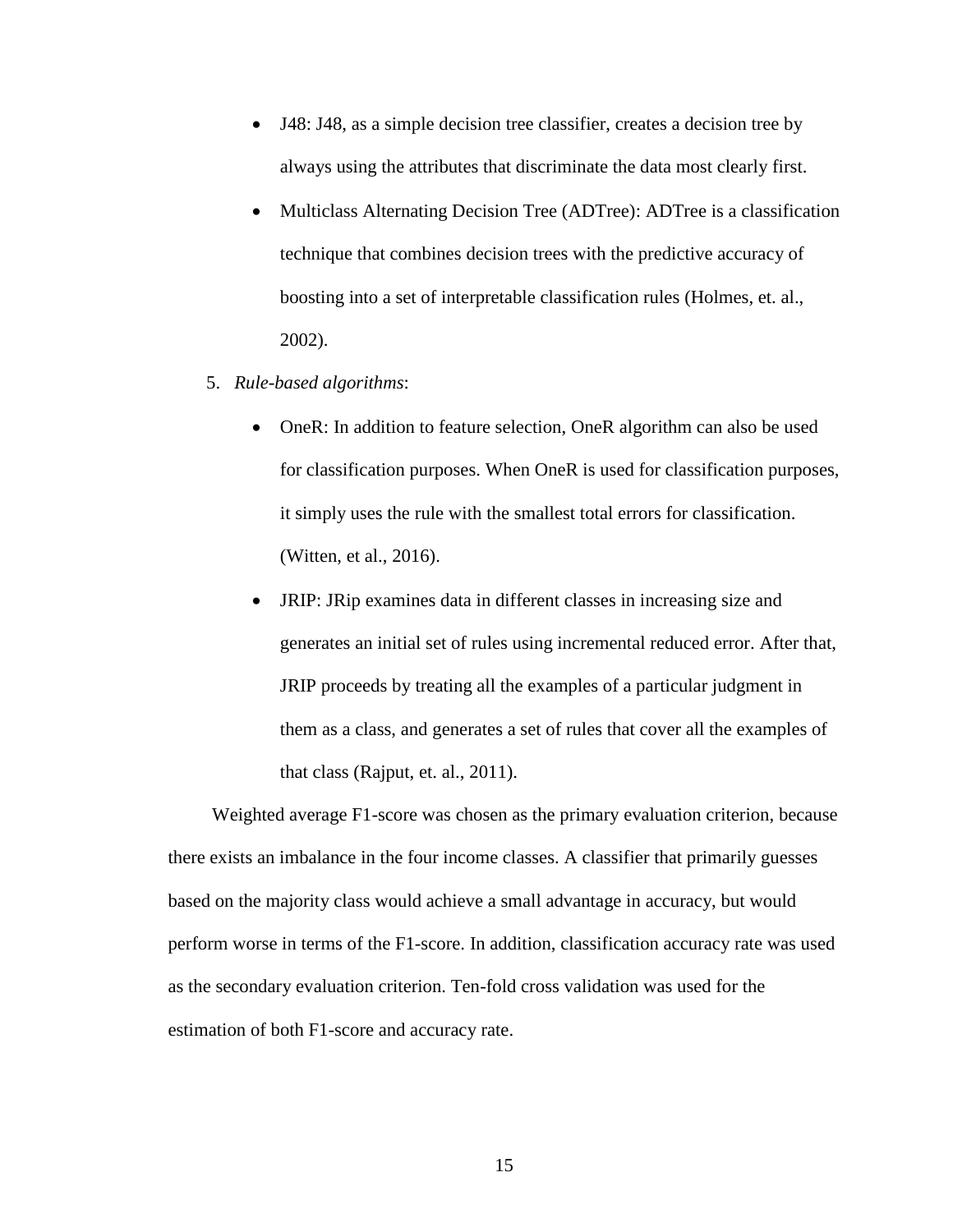- J48: J48, as a simple decision tree classifier, creates a decision tree by always using the attributes that discriminate the data most clearly first.
- Multiclass Alternating Decision Tree (ADTree): ADTree is a classification technique that combines decision trees with the predictive accuracy of boosting into a set of interpretable classification rules (Holmes, et. al., 2002).

5. *Rule-based algorithms*:
   - OneR: In addition to feature selection, OneR algorithm can also be used for classification purposes. When OneR is used for classification purposes, it simply uses the rule with the smallest total errors for classification. (Witten, et al., 2016).
   - JRIP: JRip examines data in different classes in increasing size and generates an initial set of rules using incremental reduced error. After that, JRIP proceeds by treating all the examples of a particular judgment in them as a class, and generates a set of rules that cover all the examples of that class (Rajput, et. al., 2011).

Weighted average F1-score was chosen as the primary evaluation criterion, because there exists an imbalance in the four income classes. A classifier that primarily guesses based on the majority class would achieve a small advantage in accuracy, but would perform worse in terms of the F1-score. In addition, classification accuracy rate was used as the secondary evaluation criterion. Ten-fold cross validation was used for the estimation of both F1-score and accuracy rate.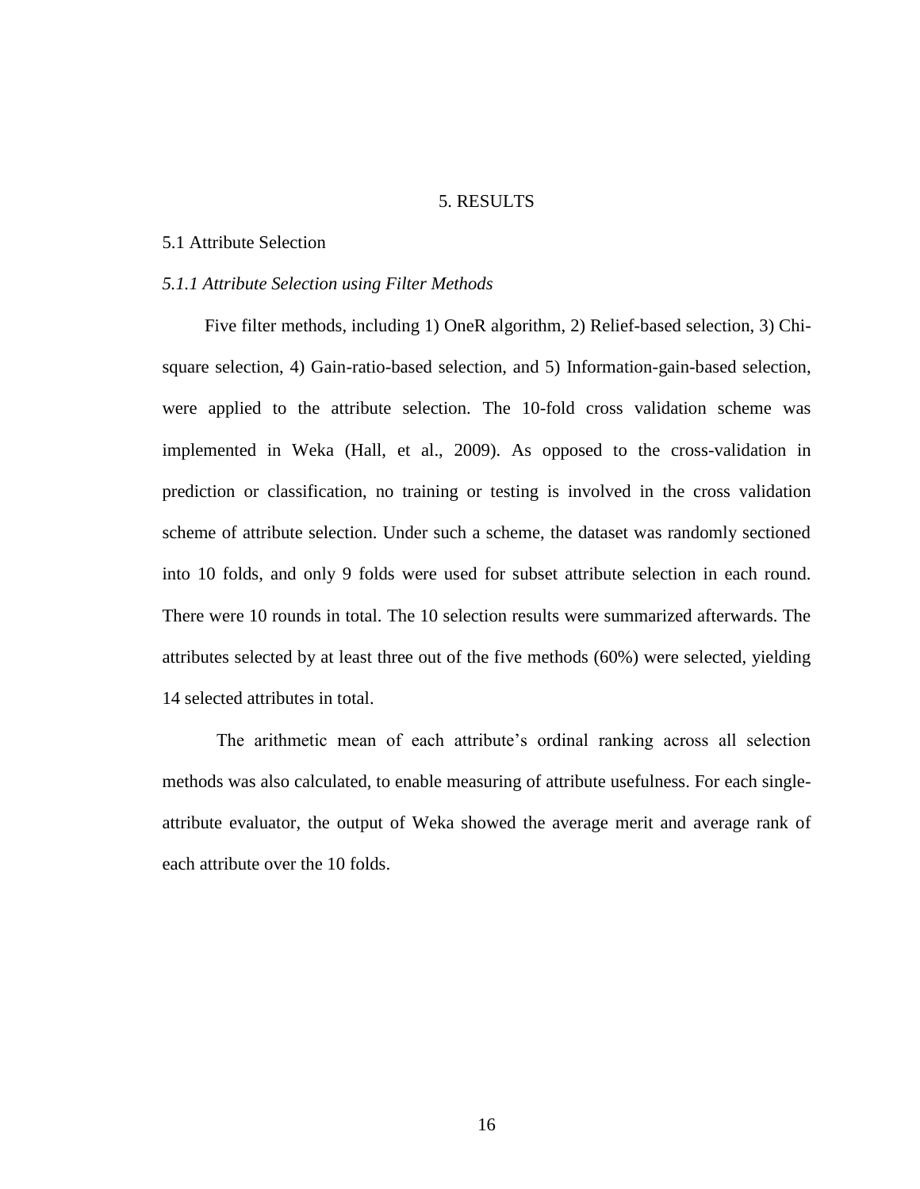# 5. RESULTS

## 5.1 Attribute Selection

### *5.1.1 Attribute Selection using Filter Methods*

Five filter methods, including 1) OneR algorithm, 2) Relief-based selection, 3) Chi-square selection, 4) Gain-ratio-based selection, and 5) Information-gain-based selection, were applied to the attribute selection. The 10-fold cross validation scheme was implemented in Weka (Hall, et al., 2009). As opposed to the cross-validation in prediction or classification, no training or testing is involved in the cross validation scheme of attribute selection. Under such a scheme, the dataset was randomly sectioned into 10 folds, and only 9 folds were used for subset attribute selection in each round. There were 10 rounds in total. The 10 selection results were summarized afterwards. The attributes selected by at least three out of the five methods (60%) were selected, yielding 14 selected attributes in total.

The arithmetic mean of each attribute's ordinal ranking across all selection methods was also calculated, to enable measuring of attribute usefulness. For each single-attribute evaluator, the output of Weka showed the average merit and average rank of each attribute over the 10 folds.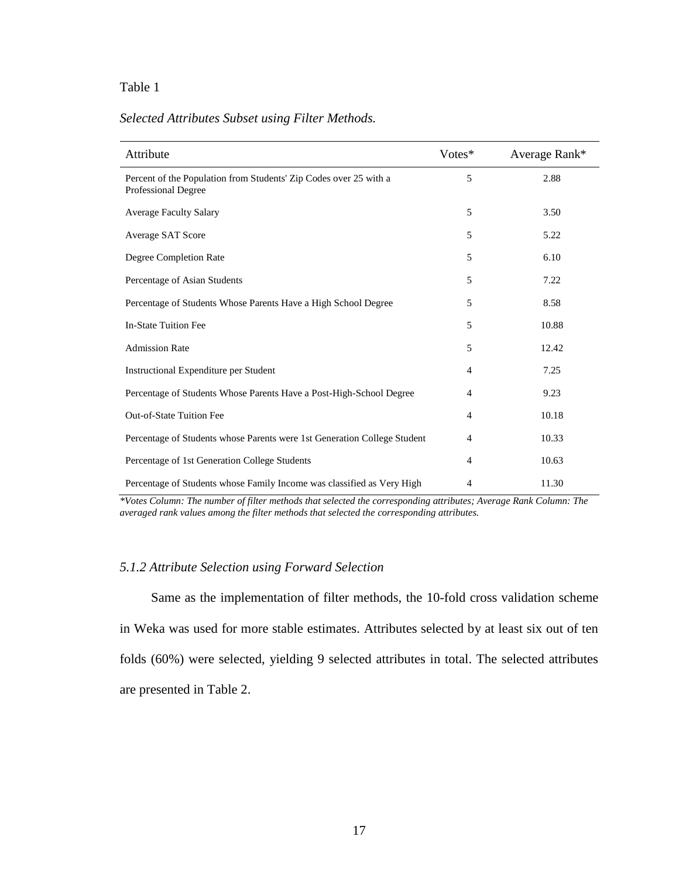Table 1

*Selected Attributes Subset using Filter Methods.*

| Attribute | Votes* | Average Rank* |
|---|---|---|
| Percent of the Population from Students' Zip Codes over 25 with a Professional Degree | 5 | 2.88 |
| Average Faculty Salary | 5 | 3.50 |
| Average SAT Score | 5 | 5.22 |
| Degree Completion Rate | 5 | 6.10 |
| Percentage of Asian Students | 5 | 7.22 |
| Percentage of Students Whose Parents Have a High School Degree | 5 | 8.58 |
| In-State Tuition Fee | 5 | 10.88 |
| Admission Rate | 5 | 12.42 |
| Instructional Expenditure per Student | 4 | 7.25 |
| Percentage of Students Whose Parents Have a Post-High-School Degree | 4 | 9.23 |
| Out-of-State Tuition Fee | 4 | 10.18 |
| Percentage of Students whose Parents were 1st Generation College Student | 4 | 10.33 |
| Percentage of 1st Generation College Students | 4 | 10.63 |
| Percentage of Students whose Family Income was classified as Very High | 4 | 11.30 |

*\*Votes Column: The number of filter methods that selected the corresponding attributes; Average Rank Column: The averaged rank values among the filter methods that selected the corresponding attributes.*

### *5.1.2 Attribute Selection using Forward Selection*

Same as the implementation of filter methods, the 10-fold cross validation scheme in Weka was used for more stable estimates. Attributes selected by at least six out of ten folds (60%) were selected, yielding 9 selected attributes in total. The selected attributes are presented in Table 2.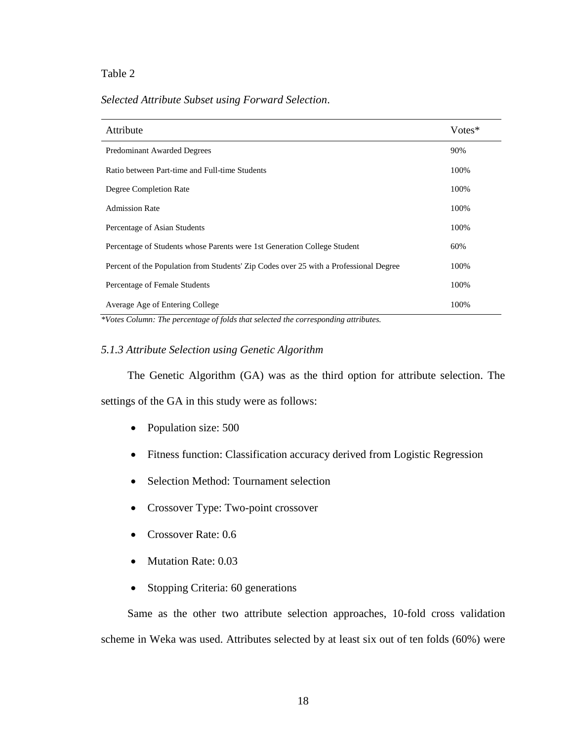Table 2

*Selected Attribute Subset using Forward Selection.*

| Attribute | Votes* |
|---|---|
| Predominant Awarded Degrees | 90% |
| Ratio between Part-time and Full-time Students | 100% |
| Degree Completion Rate | 100% |
| Admission Rate | 100% |
| Percentage of Asian Students | 100% |
| Percentage of Students whose Parents were 1st Generation College Student | 60% |
| Percent of the Population from Students' Zip Codes over 25 with a Professional Degree | 100% |
| Percentage of Female Students | 100% |
| Average Age of Entering College | 100% |

*\*Votes Column: The percentage of folds that selected the corresponding attributes.*

### *5.1.3 Attribute Selection using Genetic Algorithm*

The Genetic Algorithm (GA) was as the third option for attribute selection. The settings of the GA in this study were as follows:

- Population size: 500
- Fitness function: Classification accuracy derived from Logistic Regression
- Selection Method: Tournament selection
- Crossover Type: Two-point crossover
- Crossover Rate: 0.6
- Mutation Rate: 0.03
- Stopping Criteria: 60 generations

Same as the other two attribute selection approaches, 10-fold cross validation scheme in Weka was used. Attributes selected by at least six out of ten folds (60%) were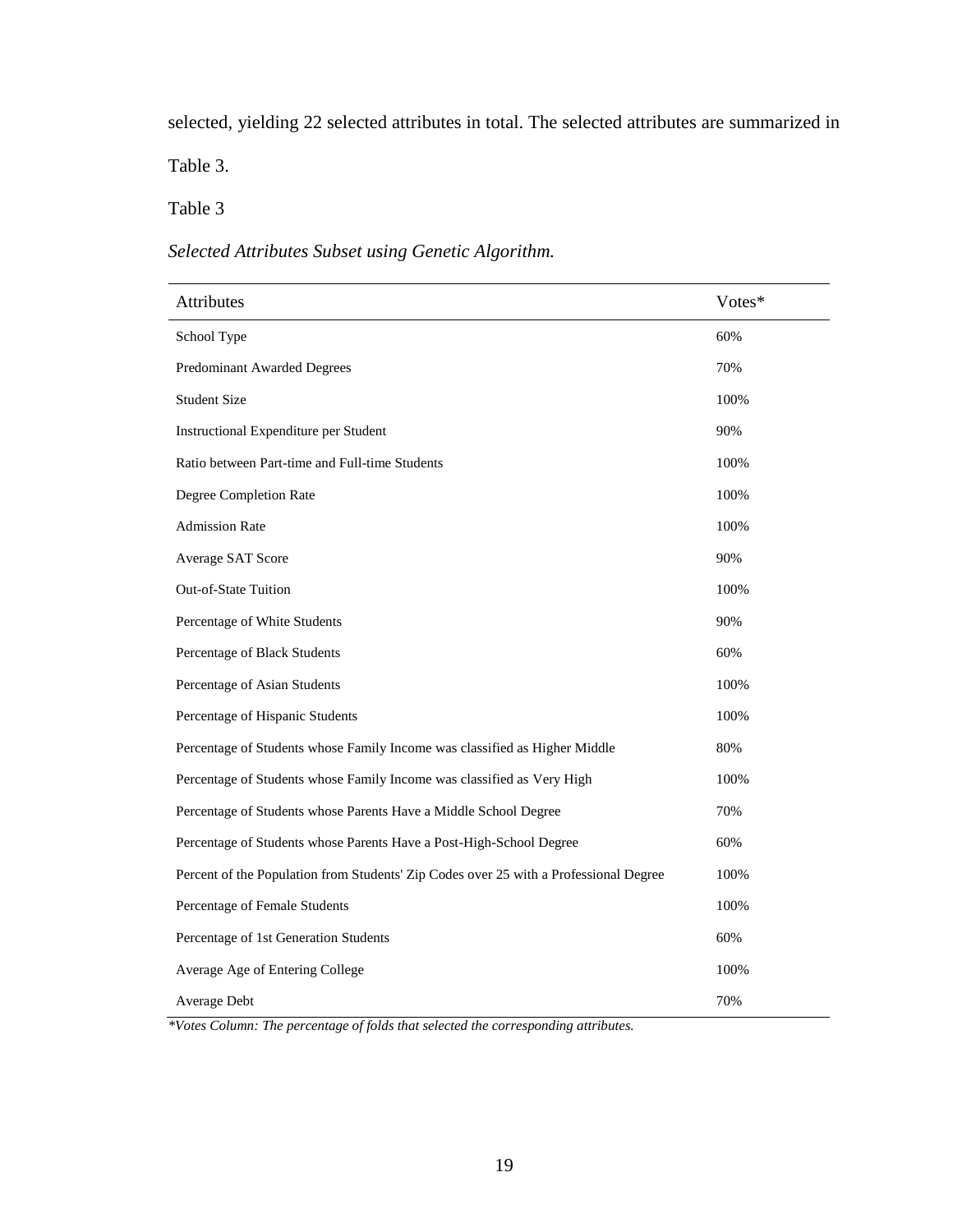selected, yielding 22 selected attributes in total. The selected attributes are summarized in Table 3.

Table 3

*Selected Attributes Subset using Genetic Algorithm.*

| Attributes | Votes* |
| --- | --- |
| School Type | 60% |
| Predominant Awarded Degrees | 70% |
| Student Size | 100% |
| Instructional Expenditure per Student | 90% |
| Ratio between Part-time and Full-time Students | 100% |
| Degree Completion Rate | 100% |
| Admission Rate | 100% |
| Average SAT Score | 90% |
| Out-of-State Tuition | 100% |
| Percentage of White Students | 90% |
| Percentage of Black Students | 60% |
| Percentage of Asian Students | 100% |
| Percentage of Hispanic Students | 100% |
| Percentage of Students whose Family Income was classified as Higher Middle | 80% |
| Percentage of Students whose Family Income was classified as Very High | 100% |
| Percentage of Students whose Parents Have a Middle School Degree | 70% |
| Percentage of Students whose Parents Have a Post-High-School Degree | 60% |
| Percent of the Population from Students' Zip Codes over 25 with a Professional Degree | 100% |
| Percentage of Female Students | 100% |
| Percentage of 1st Generation Students | 60% |
| Average Age of Entering College | 100% |
| Average Debt | 70% |

*\*Votes Column: The percentage of folds that selected the corresponding attributes.*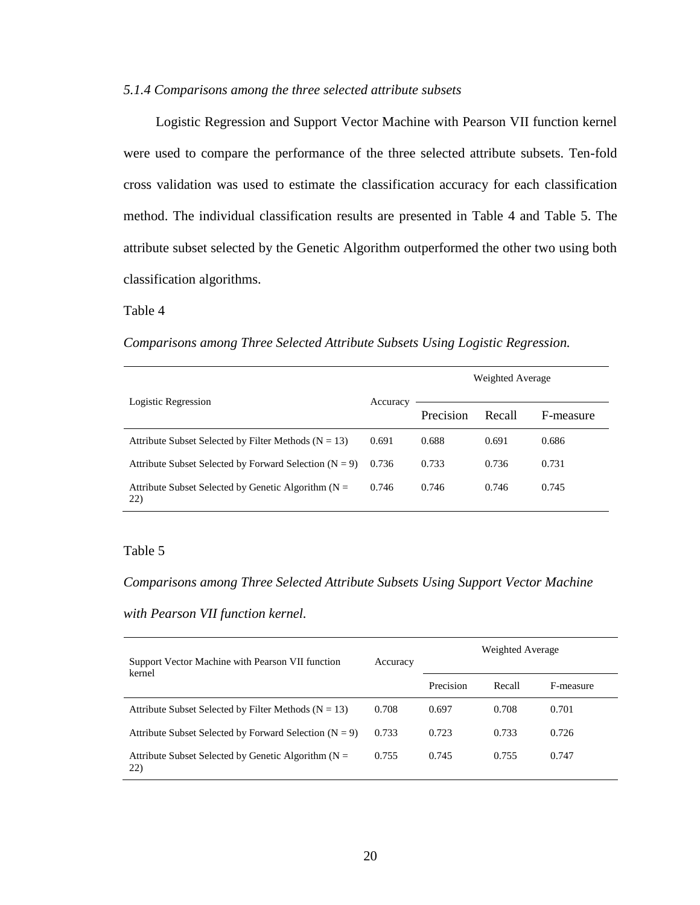*5.1.4 Comparisons among the three selected attribute subsets*

Logistic Regression and Support Vector Machine with Pearson VII function kernel were used to compare the performance of the three selected attribute subsets. Ten-fold cross validation was used to estimate the classification accuracy for each classification method. The individual classification results are presented in Table 4 and Table 5. The attribute subset selected by the Genetic Algorithm outperformed the other two using both classification algorithms.

Table 4

*Comparisons among Three Selected Attribute Subsets Using Logistic Regression.*

| Logistic Regression | Accuracy | Weighted Average | | |
|---|---|---|---|---|
| | | Precision | Recall | F-measure |
| Attribute Subset Selected by Filter Methods (N = 13) | 0.691 | 0.688 | 0.691 | 0.686 |
| Attribute Subset Selected by Forward Selection (N = 9) | 0.736 | 0.733 | 0.736 | 0.731 |
| Attribute Subset Selected by Genetic Algorithm (N = 22) | 0.746 | 0.746 | 0.746 | 0.745 |

Table 5

*Comparisons among Three Selected Attribute Subsets Using Support Vector Machine with Pearson VII function kernel.*

| Support Vector Machine with Pearson VII function kernel | Accuracy | Weighted Average | | |
|---|---|---|---|---|
| | | Precision | Recall | F-measure |
| Attribute Subset Selected by Filter Methods (N = 13) | 0.708 | 0.697 | 0.708 | 0.701 |
| Attribute Subset Selected by Forward Selection (N = 9) | 0.733 | 0.723 | 0.733 | 0.726 |
| Attribute Subset Selected by Genetic Algorithm (N = 22) | 0.755 | 0.745 | 0.755 | 0.747 |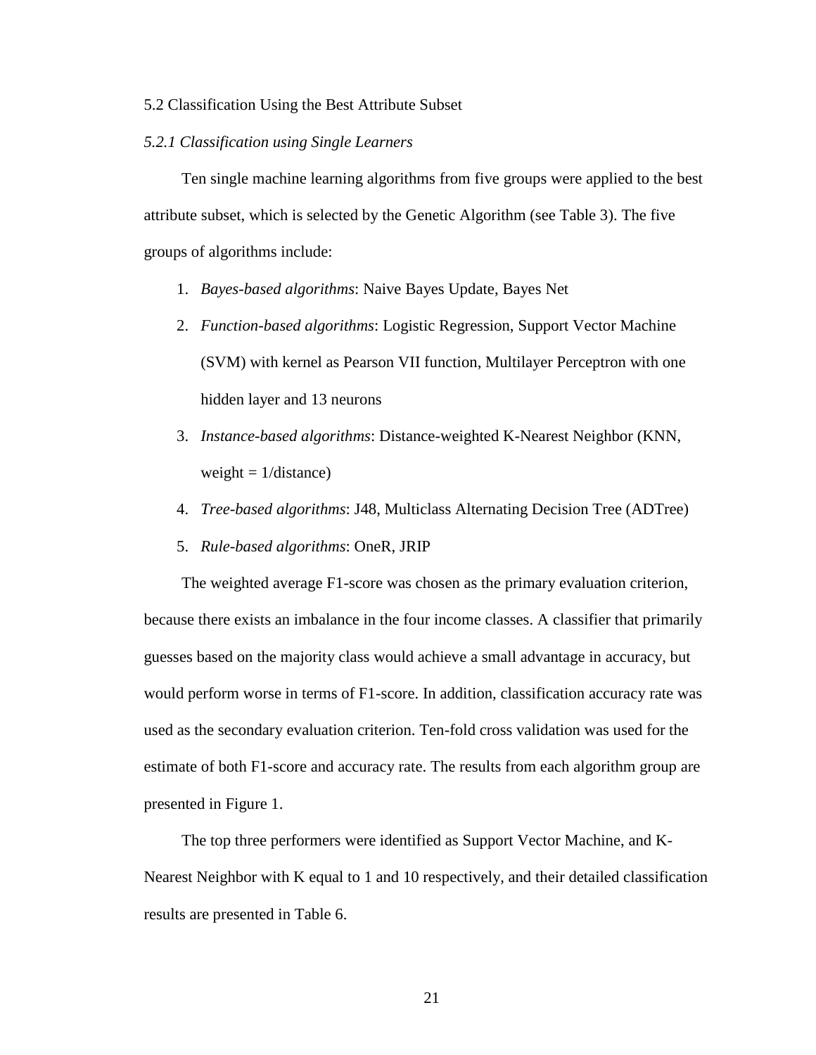## 5.2 Classification Using the Best Attribute Subset

### *5.2.1 Classification using Single Learners*

Ten single machine learning algorithms from five groups were applied to the best attribute subset, which is selected by the Genetic Algorithm (see Table 3). The five groups of algorithms include:

1. *Bayes-based algorithms*: Naive Bayes Update, Bayes Net
2. *Function-based algorithms*: Logistic Regression, Support Vector Machine (SVM) with kernel as Pearson VII function, Multilayer Perceptron with one hidden layer and 13 neurons
3. *Instance-based algorithms*: Distance-weighted K-Nearest Neighbor (KNN, weight = 1/distance)
4. *Tree-based algorithms*: J48, Multiclass Alternating Decision Tree (ADTree)
5. *Rule-based algorithms*: OneR, JRIP

The weighted average F1-score was chosen as the primary evaluation criterion, because there exists an imbalance in the four income classes. A classifier that primarily guesses based on the majority class would achieve a small advantage in accuracy, but would perform worse in terms of F1-score. In addition, classification accuracy rate was used as the secondary evaluation criterion. Ten-fold cross validation was used for the estimate of both F1-score and accuracy rate. The results from each algorithm group are presented in Figure 1.

The top three performers were identified as Support Vector Machine, and K-Nearest Neighbor with K equal to 1 and 10 respectively, and their detailed classification results are presented in Table 6.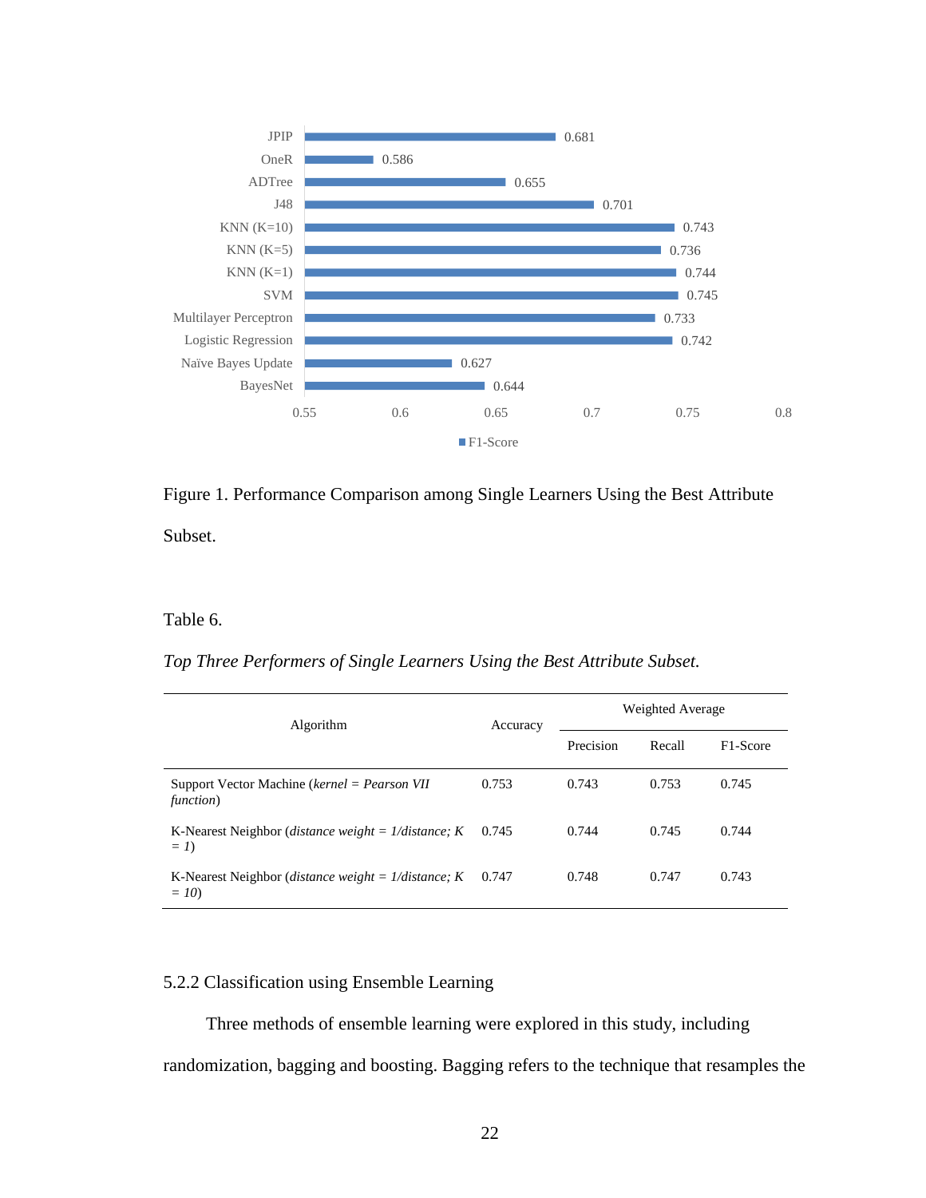Figure 1. Performance Comparison among Single Learners Using the Best Attribute Subset.

Table 6.

*Top Three Performers of Single Learners Using the Best Attribute Subset.*

| Algorithm | Accuracy | Weighted Average | | |
|---|---|---|---|---|
| | | Precision | Recall | F1-Score |
| Support Vector Machine (*kernel = Pearson VII function*) | 0.753 | 0.743 | 0.753 | 0.745 |
| K-Nearest Neighbor (*distance weight = 1/distance; K = 1*) | 0.745 | 0.744 | 0.745 | 0.744 |
| K-Nearest Neighbor (*distance weight = 1/distance; K = 10*) | 0.747 | 0.748 | 0.747 | 0.743 |

5.2.2 Classification using Ensemble Learning

Three methods of ensemble learning were explored in this study, including randomization, bagging and boosting. Bagging refers to the technique that resamples the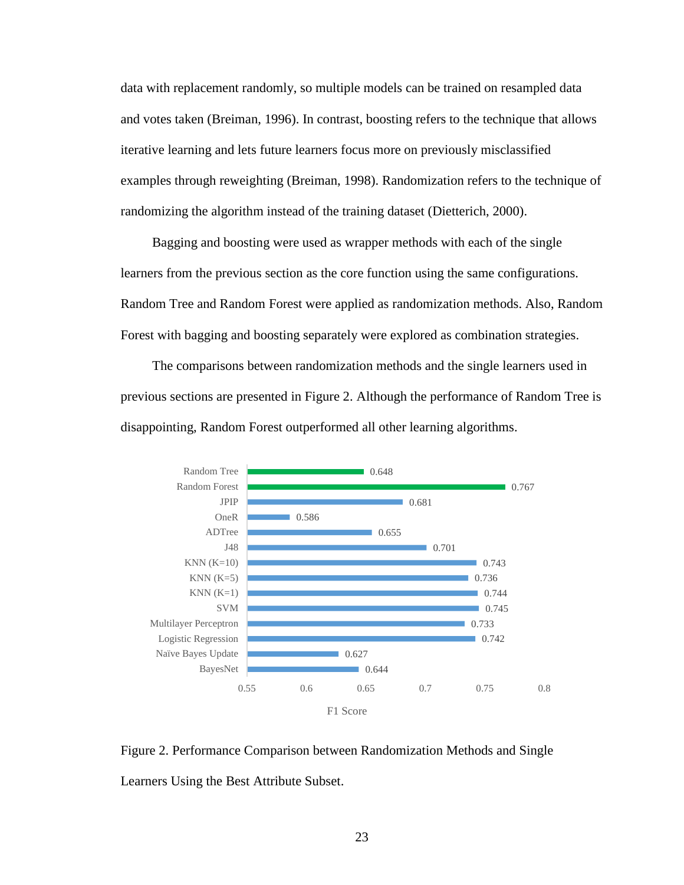data with replacement randomly, so multiple models can be trained on resampled data and votes taken (Breiman, 1996). In contrast, boosting refers to the technique that allows iterative learning and lets future learners focus more on previously misclassified examples through reweighting (Breiman, 1998). Randomization refers to the technique of randomizing the algorithm instead of the training dataset (Dietterich, 2000).

Bagging and boosting were used as wrapper methods with each of the single learners from the previous section as the core function using the same configurations. Random Tree and Random Forest were applied as randomization methods. Also, Random Forest with bagging and boosting separately were explored as combination strategies.

The comparisons between randomization methods and the single learners used in previous sections are presented in Figure 2. Although the performance of Random Tree is disappointing, Random Forest outperformed all other learning algorithms.

| Algorithm | F1 Score |
|---|---|
| Random Tree | 0.648 |
| Random Forest | 0.767 |
| JPIP | 0.681 |
| OneR | 0.586 |
| ADTree | 0.655 |
| J48 | 0.701 |
| KNN (K=10) | 0.743 |
| KNN (K=5) | 0.736 |
| KNN (K=1) | 0.744 |
| SVM | 0.745 |
| Multilayer Perceptron | 0.733 |
| Logistic Regression | 0.742 |
| Naïve Bayes Update | 0.627 |
| BayesNet | 0.644 |

Figure 2. Performance Comparison between Randomization Methods and Single Learners Using the Best Attribute Subset.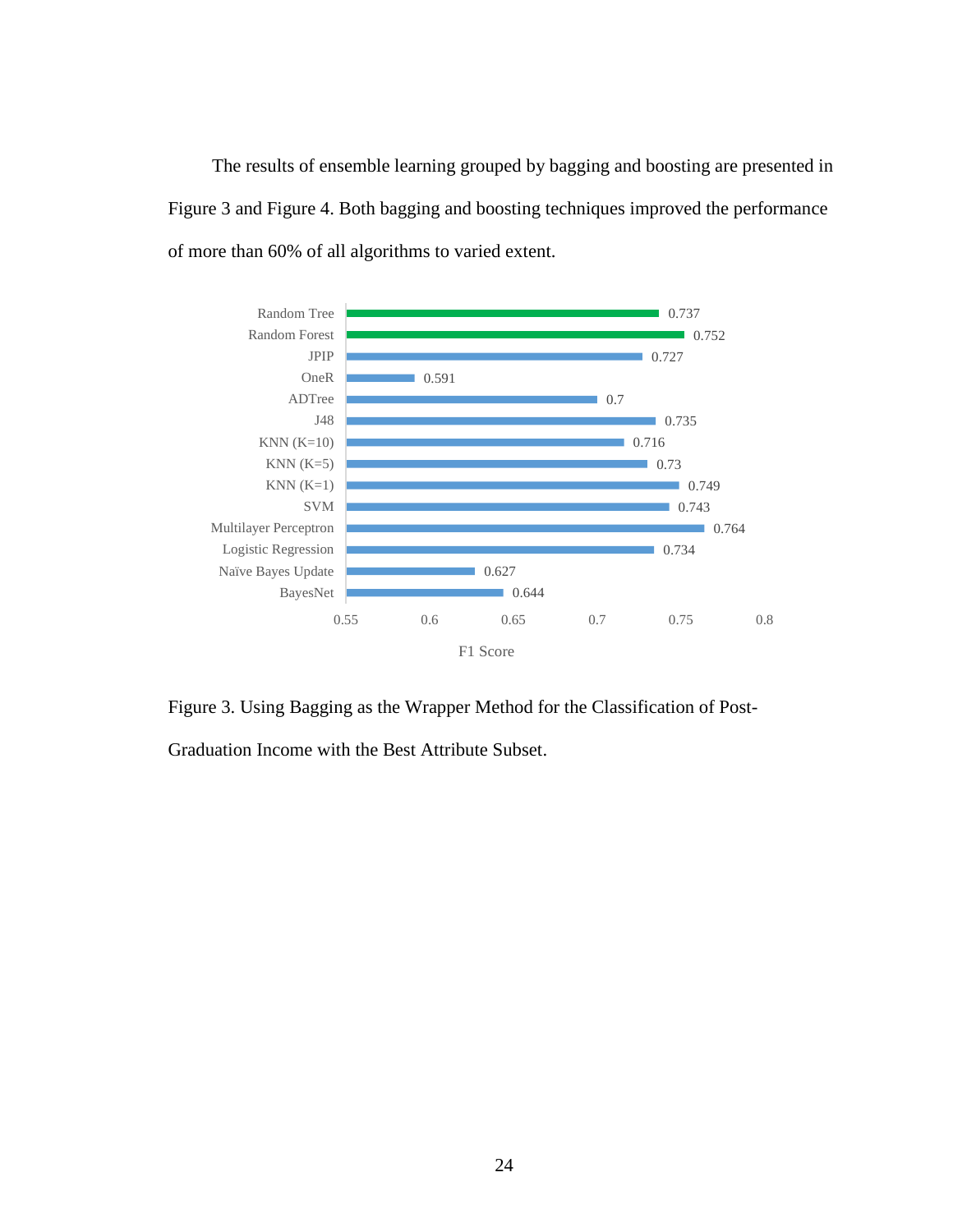The results of ensemble learning grouped by bagging and boosting are presented in Figure 3 and Figure 4. Both bagging and boosting techniques improved the performance of more than 60% of all algorithms to varied extent.

| Algorithm | F1 Score |
|---|---|
| Random Tree | 0.737 |
| Random Forest | 0.752 |
| JPIP | 0.727 |
| OneR | 0.591 |
| ADTree | 0.7 |
| J48 | 0.735 |
| KNN (K=10) | 0.716 |
| KNN (K=5) | 0.73 |
| KNN (K=1) | 0.749 |
| SVM | 0.743 |
| Multilayer Perceptron | 0.764 |
| Logistic Regression | 0.734 |
| Naïve Bayes Update | 0.627 |
| BayesNet | 0.644 |

Figure 3. Using Bagging as the Wrapper Method for the Classification of Post-Graduation Income with the Best Attribute Subset.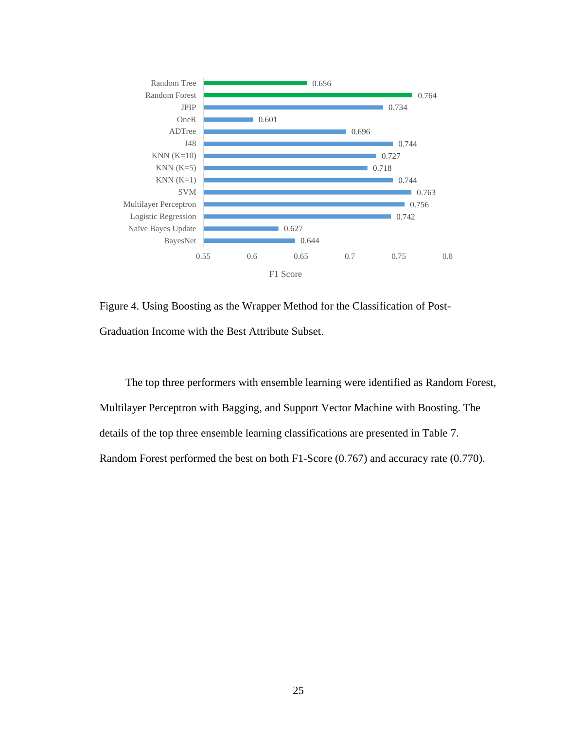| Classifier | F1 Score |
|---|---|
| Random Tree | 0.656 |
| Random Forest | 0.764 |
| JPIP | 0.734 |
| OneR | 0.601 |
| ADTree | 0.696 |
| J48 | 0.744 |
| KNN (K=10) | 0.727 |
| KNN (K=5) | 0.718 |
| KNN (K=1) | 0.744 |
| SVM | 0.763 |
| Multilayer Perceptron | 0.756 |
| Logistic Regression | 0.742 |
| Naïve Bayes Update | 0.627 |
| BayesNet | 0.644 |

Figure 4. Using Boosting as the Wrapper Method for the Classification of Post-Graduation Income with the Best Attribute Subset.

The top three performers with ensemble learning were identified as Random Forest, Multilayer Perceptron with Bagging, and Support Vector Machine with Boosting. The details of the top three ensemble learning classifications are presented in Table 7. Random Forest performed the best on both F1-Score (0.767) and accuracy rate (0.770).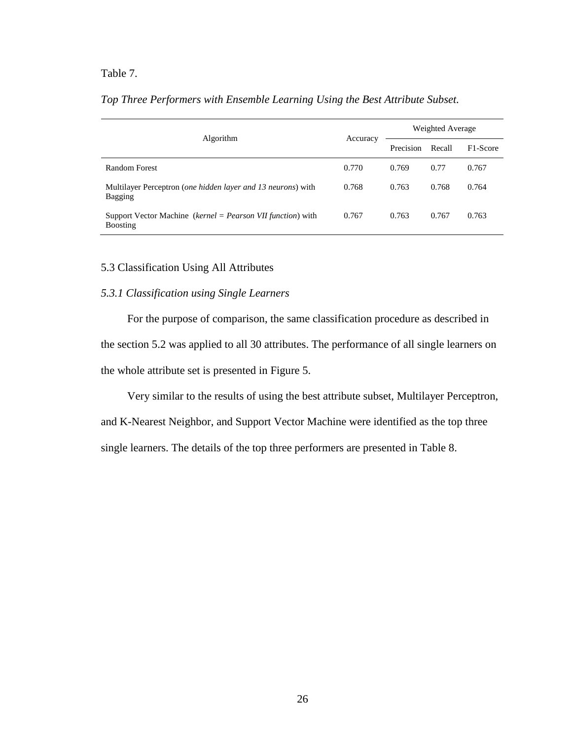Table 7.

*Top Three Performers with Ensemble Learning Using the Best Attribute Subset.*

| Algorithm | Accuracy | Weighted Average | | |
|---|---|---|---|---|
| | | Precision | Recall | F1-Score |
| Random Forest | 0.770 | 0.769 | 0.77 | 0.767 |
| Multilayer Perceptron (*one hidden layer and 13 neurons*) with Bagging | 0.768 | 0.763 | 0.768 | 0.764 |
| Support Vector Machine (*kernel = Pearson VII function*) with Boosting | 0.767 | 0.763 | 0.767 | 0.763 |

## 5.3 Classification Using All Attributes

### *5.3.1 Classification using Single Learners*

For the purpose of comparison, the same classification procedure as described in the section 5.2 was applied to all 30 attributes. The performance of all single learners on the whole attribute set is presented in Figure 5.

Very similar to the results of using the best attribute subset, Multilayer Perceptron, and K-Nearest Neighbor, and Support Vector Machine were identified as the top three single learners. The details of the top three performers are presented in Table 8.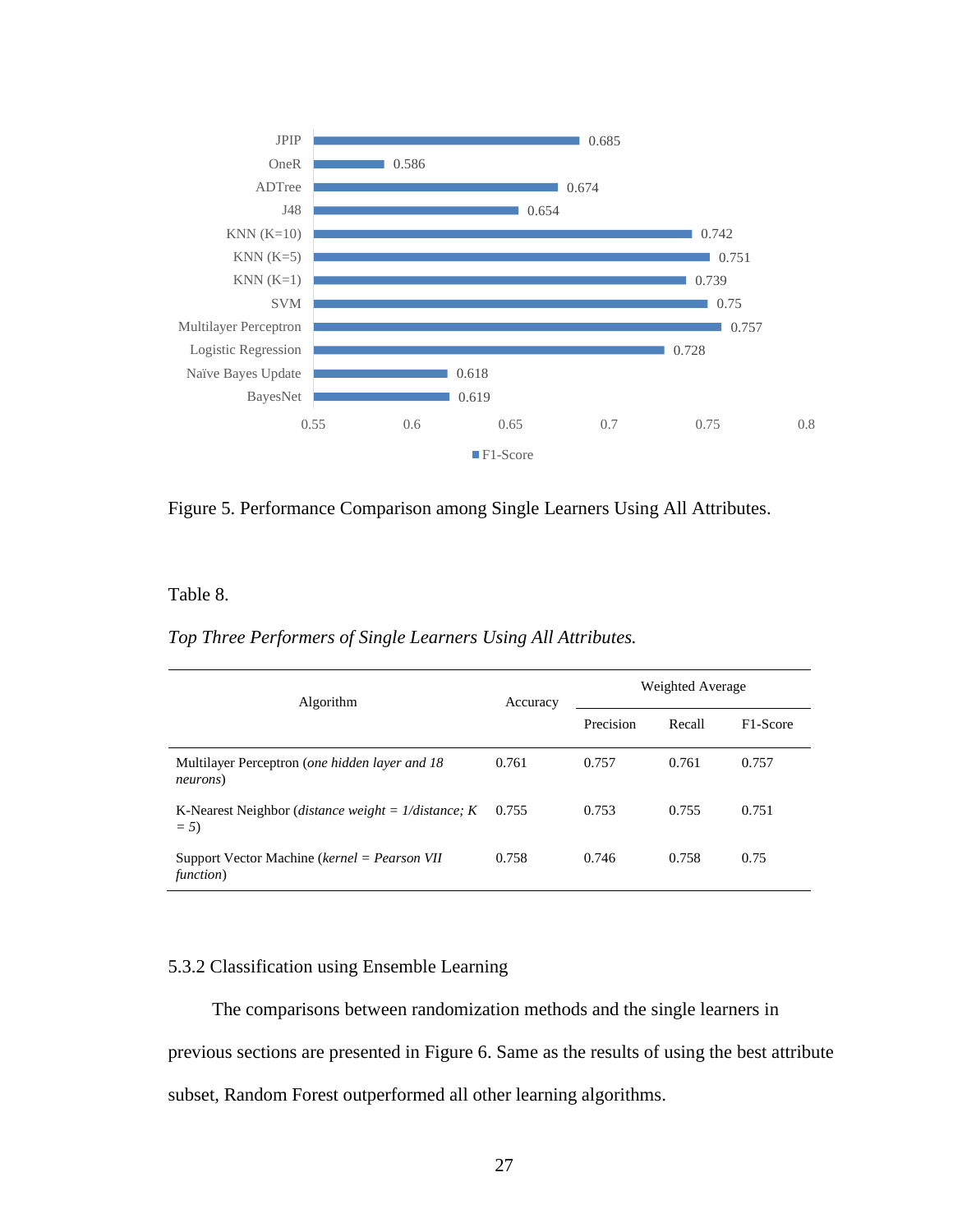| Algorithm | F1-Score |
|---|---|
| JPIP | 0.685 |
| OneR | 0.586 |
| ADTree | 0.674 |
| J48 | 0.654 |
| KNN (K=10) | 0.742 |
| KNN (K=5) | 0.751 |
| KNN (K=1) | 0.739 |
| SVM | 0.75 |
| Multilayer Perceptron | 0.757 |
| Logistic Regression | 0.728 |
| Naïve Bayes Update | 0.618 |
| BayesNet | 0.619 |

Figure 5. Performance Comparison among Single Learners Using All Attributes.

Table 8.

*Top Three Performers of Single Learners Using All Attributes.*

| Algorithm | Accuracy | Weighted Average | | |
|---|---|---|---|---|
| | | Precision | Recall | F1-Score |
| Multilayer Perceptron (*one hidden layer and 18 neurons*) | 0.761 | 0.757 | 0.761 | 0.757 |
| K-Nearest Neighbor (*distance weight = 1/distance; K = 5*) | 0.755 | 0.753 | 0.755 | 0.751 |
| Support Vector Machine (*kernel = Pearson VII function*) | 0.758 | 0.746 | 0.758 | 0.75 |

### 5.3.2 Classification using Ensemble Learning

The comparisons between randomization methods and the single learners in previous sections are presented in Figure 6. Same as the results of using the best attribute subset, Random Forest outperformed all other learning algorithms.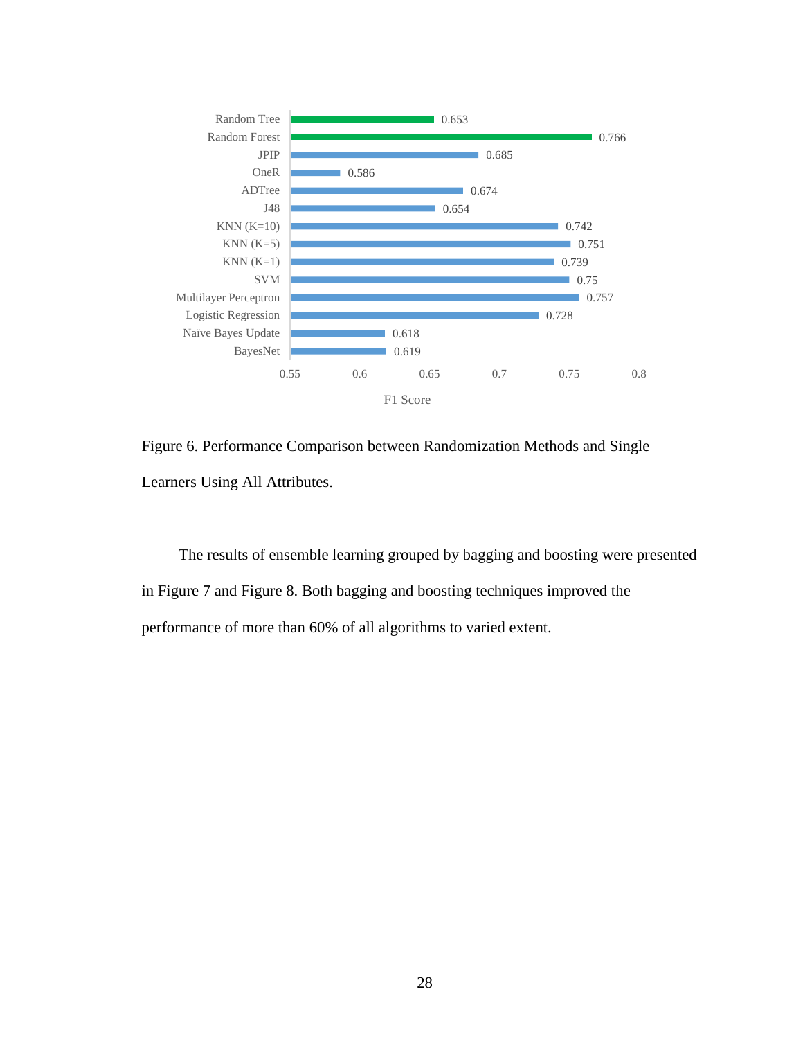| Algorithm | F1 Score |
|---|---|
| Random Tree | 0.653 |
| Random Forest | 0.766 |
| JPIP | 0.685 |
| OneR | 0.586 |
| ADTree | 0.674 |
| J48 | 0.654 |
| KNN (K=10) | 0.742 |
| KNN (K=5) | 0.751 |
| KNN (K=1) | 0.739 |
| SVM | 0.75 |
| Multilayer Perceptron | 0.757 |
| Logistic Regression | 0.728 |
| Naïve Bayes Update | 0.618 |
| BayesNet | 0.619 |

Figure 6. Performance Comparison between Randomization Methods and Single Learners Using All Attributes.

The results of ensemble learning grouped by bagging and boosting were presented in Figure 7 and Figure 8. Both bagging and boosting techniques improved the performance of more than 60% of all algorithms to varied extent.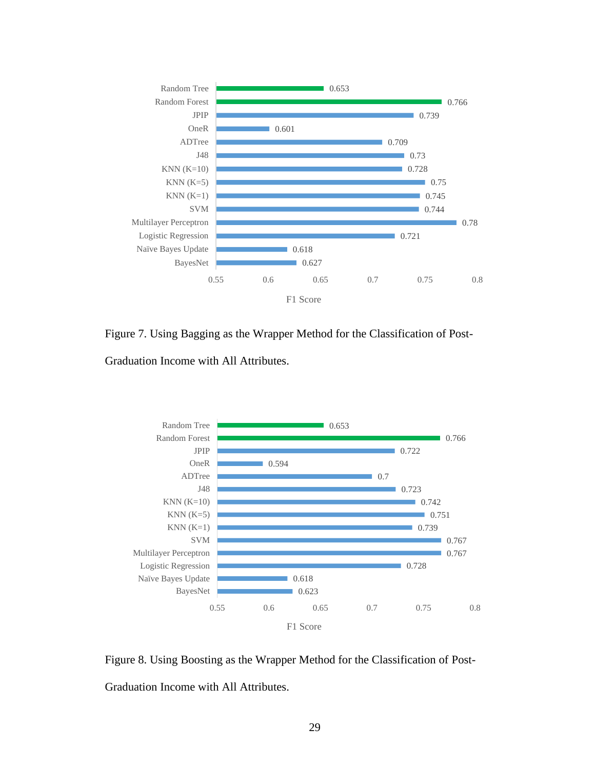| Classifier | F1 Score |
|---|---|
| Random Tree | 0.653 |
| Random Forest | 0.766 |
| JPIP | 0.739 |
| OneR | 0.601 |
| ADTree | 0.709 |
| J48 | 0.73 |
| KNN (K=10) | 0.728 |
| KNN (K=5) | 0.75 |
| KNN (K=1) | 0.745 |
| SVM | 0.744 |
| Multilayer Perceptron | 0.78 |
| Logistic Regression | 0.721 |
| Naïve Bayes Update | 0.618 |
| BayesNet | 0.627 |

Figure 7. Using Bagging as the Wrapper Method for the Classification of Post-Graduation Income with All Attributes.

| Classifier | F1 Score |
|---|---|
| Random Tree | 0.653 |
| Random Forest | 0.766 |
| JPIP | 0.722 |
| OneR | 0.594 |
| ADTree | 0.7 |
| J48 | 0.723 |
| KNN (K=10) | 0.742 |
| KNN (K=5) | 0.751 |
| KNN (K=1) | 0.739 |
| SVM | 0.767 |
| Multilayer Perceptron | 0.767 |
| Logistic Regression | 0.728 |
| Naïve Bayes Update | 0.618 |
| BayesNet | 0.623 |

Figure 8. Using Boosting as the Wrapper Method for the Classification of Post-Graduation Income with All Attributes.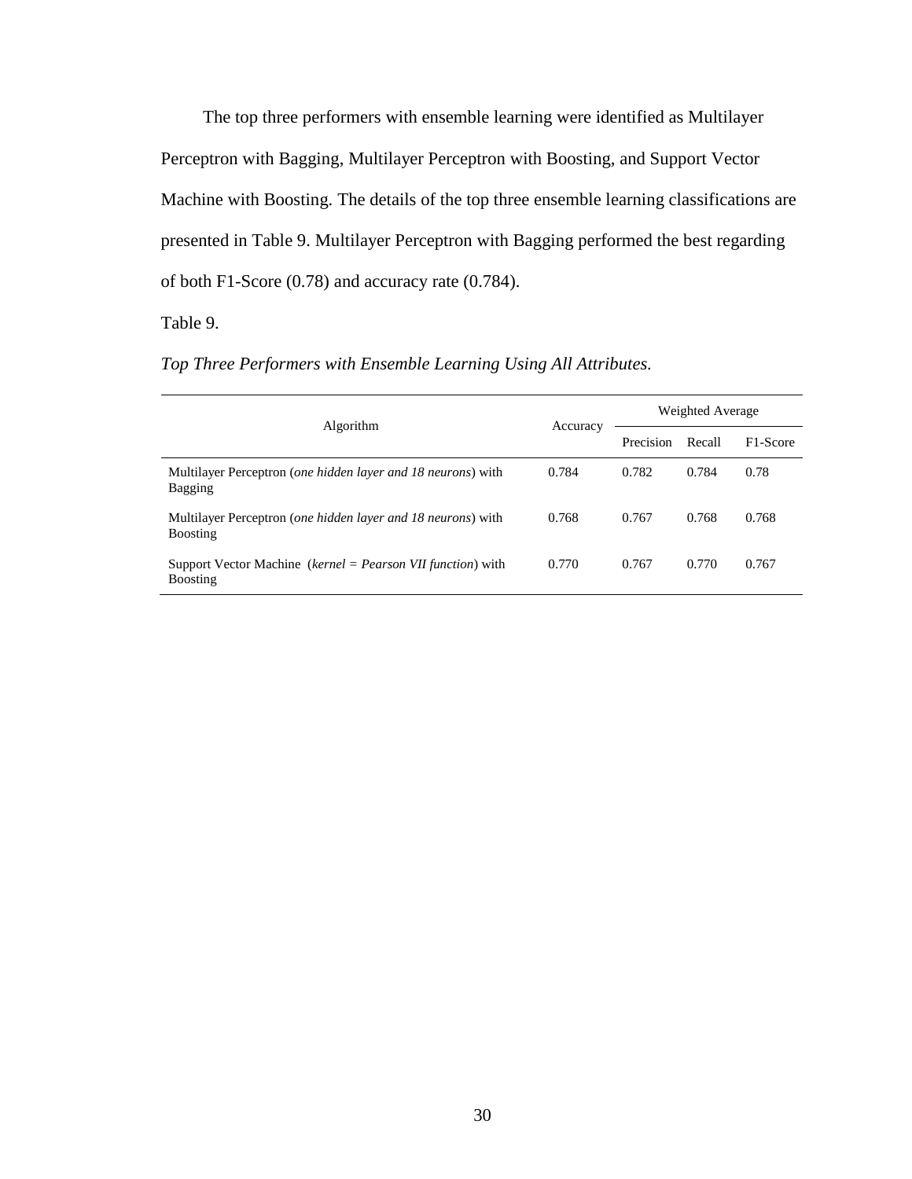The top three performers with ensemble learning were identified as Multilayer Perceptron with Bagging, Multilayer Perceptron with Boosting, and Support Vector Machine with Boosting. The details of the top three ensemble learning classifications are presented in Table 9. Multilayer Perceptron with Bagging performed the best regarding of both F1-Score (0.78) and accuracy rate (0.784).

Table 9.

*Top Three Performers with Ensemble Learning Using All Attributes.*

| Algorithm | Accuracy | Weighted Average | | |
|---|---|---|---|---|
| | | Precision | Recall | F1-Score |
| Multilayer Perceptron (*one hidden layer and 18 neurons*) with Bagging | 0.784 | 0.782 | 0.784 | 0.78 |
| Multilayer Perceptron (*one hidden layer and 18 neurons*) with Boosting | 0.768 | 0.767 | 0.768 | 0.768 |
| Support Vector Machine (*kernel = Pearson VII function*) with Boosting | 0.770 | 0.767 | 0.770 | 0.767 |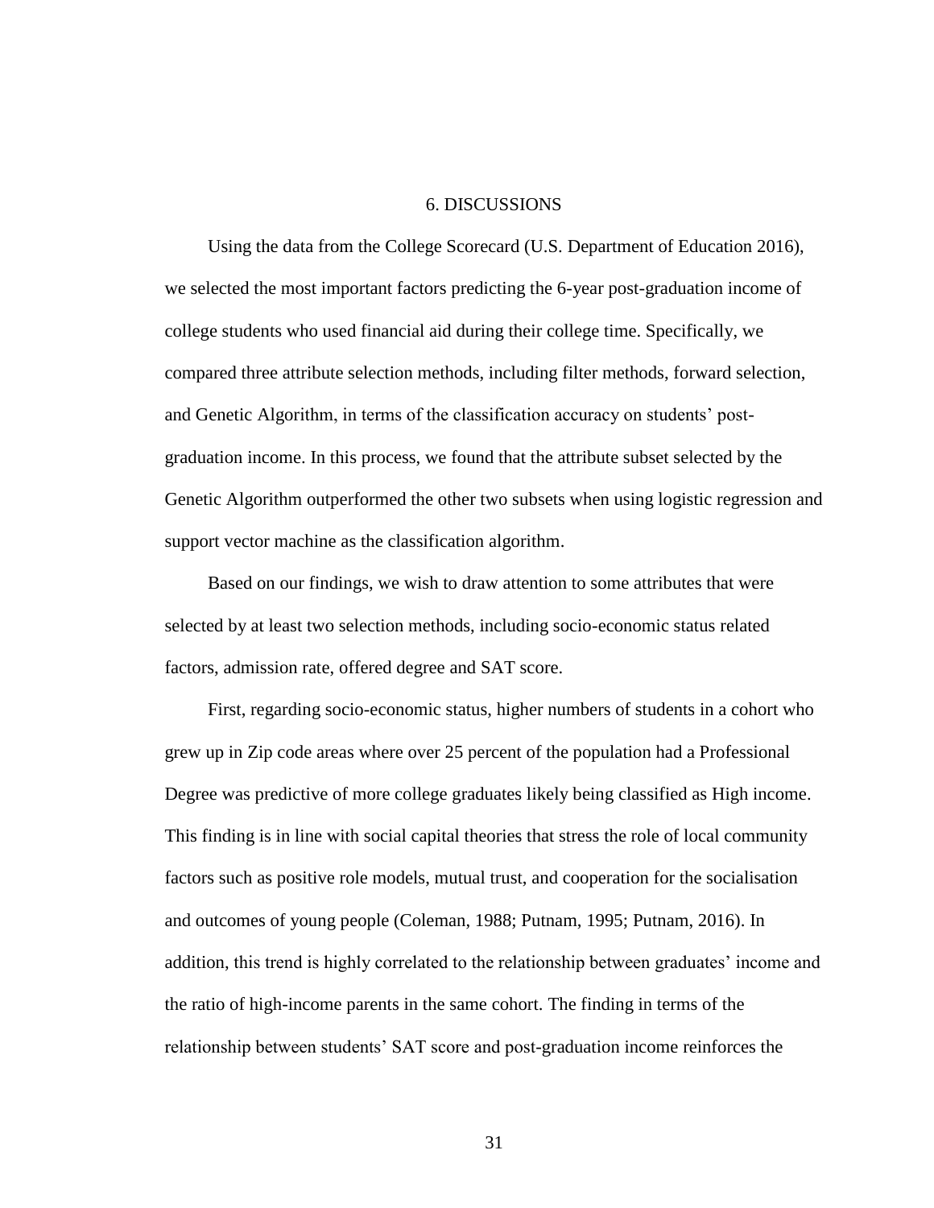# 6. DISCUSSIONS

Using the data from the College Scorecard (U.S. Department of Education 2016), we selected the most important factors predicting the 6-year post-graduation income of college students who used financial aid during their college time. Specifically, we compared three attribute selection methods, including filter methods, forward selection, and Genetic Algorithm, in terms of the classification accuracy on students' post-graduation income. In this process, we found that the attribute subset selected by the Genetic Algorithm outperformed the other two subsets when using logistic regression and support vector machine as the classification algorithm.

Based on our findings, we wish to draw attention to some attributes that were selected by at least two selection methods, including socio-economic status related factors, admission rate, offered degree and SAT score.

First, regarding socio-economic status, higher numbers of students in a cohort who grew up in Zip code areas where over 25 percent of the population had a Professional Degree was predictive of more college graduates likely being classified as High income. This finding is in line with social capital theories that stress the role of local community factors such as positive role models, mutual trust, and cooperation for the socialisation and outcomes of young people (Coleman, 1988; Putnam, 1995; Putnam, 2016). In addition, this trend is highly correlated to the relationship between graduates' income and the ratio of high-income parents in the same cohort. The finding in terms of the relationship between students' SAT score and post-graduation income reinforces the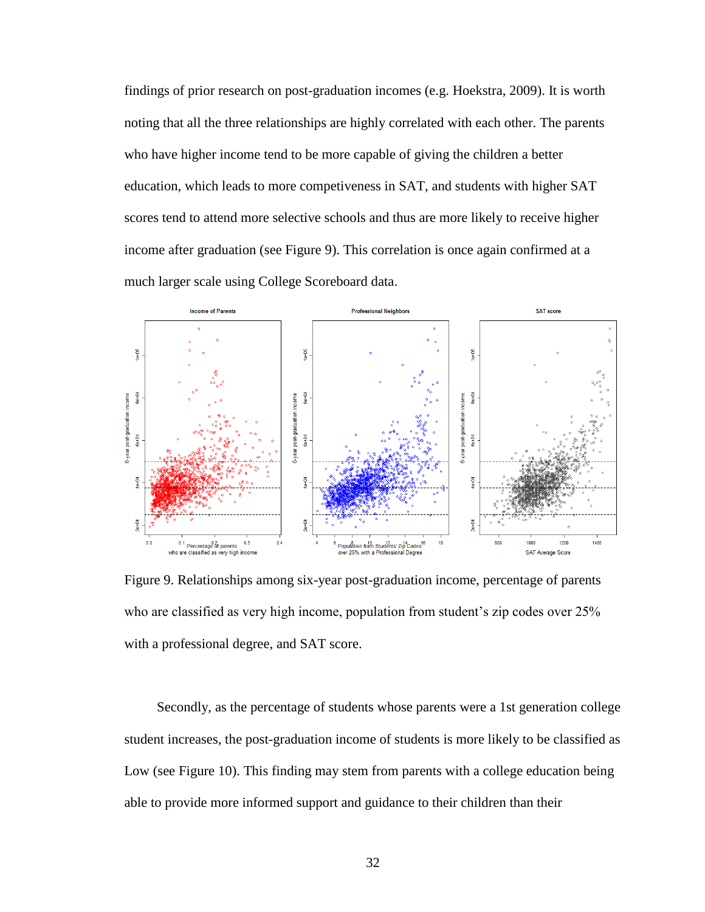findings of prior research on post-graduation incomes (e.g. Hoekstra, 2009). It is worth noting that all the three relationships are highly correlated with each other. The parents who have higher income tend to be more capable of giving the children a better education, which leads to more competiveness in SAT, and students with higher SAT scores tend to attend more selective schools and thus are more likely to receive higher income after graduation (see Figure 9). This correlation is once again confirmed at a much larger scale using College Scoreboard data.

Figure 9. Relationships among six-year post-graduation income, percentage of parents who are classified as very high income, population from student's zip codes over 25% with a professional degree, and SAT score.

Secondly, as the percentage of students whose parents were a 1st generation college student increases, the post-graduation income of students is more likely to be classified as Low (see Figure 10). This finding may stem from parents with a college education being able to provide more informed support and guidance to their children than their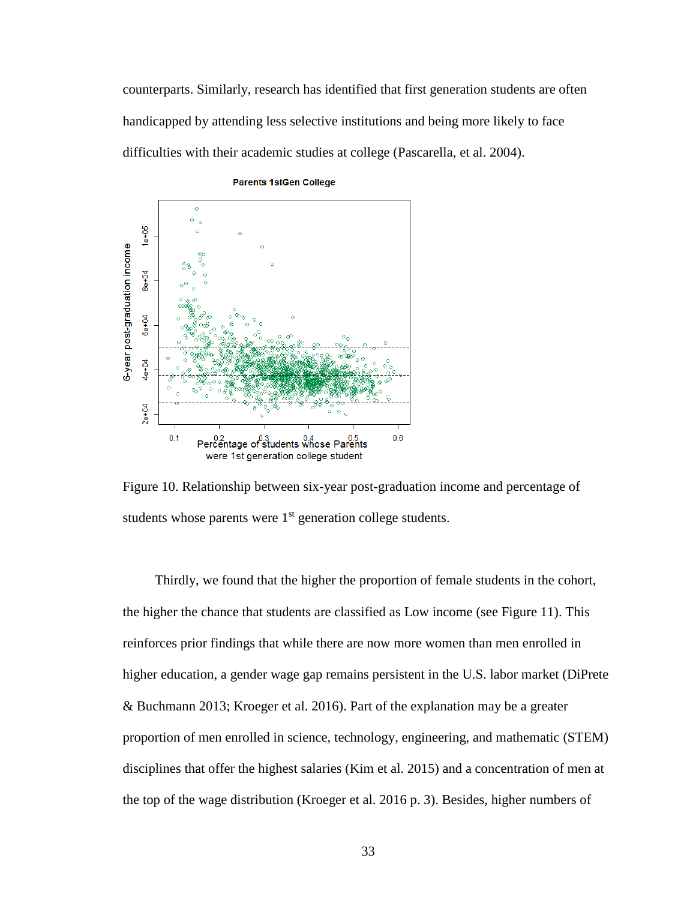counterparts. Similarly, research has identified that first generation students are often handicapped by attending less selective institutions and being more likely to face difficulties with their academic studies at college (Pascarella, et al. 2004).

Figure 10. Relationship between six-year post-graduation income and percentage of students whose parents were 1st generation college students.

Thirdly, we found that the higher the proportion of female students in the cohort, the higher the chance that students are classified as Low income (see Figure 11). This reinforces prior findings that while there are now more women than men enrolled in higher education, a gender wage gap remains persistent in the U.S. labor market (DiPrete & Buchmann 2013; Kroeger et al. 2016). Part of the explanation may be a greater proportion of men enrolled in science, technology, engineering, and mathematic (STEM) disciplines that offer the highest salaries (Kim et al. 2015) and a concentration of men at the top of the wage distribution (Kroeger et al. 2016 p. 3). Besides, higher numbers of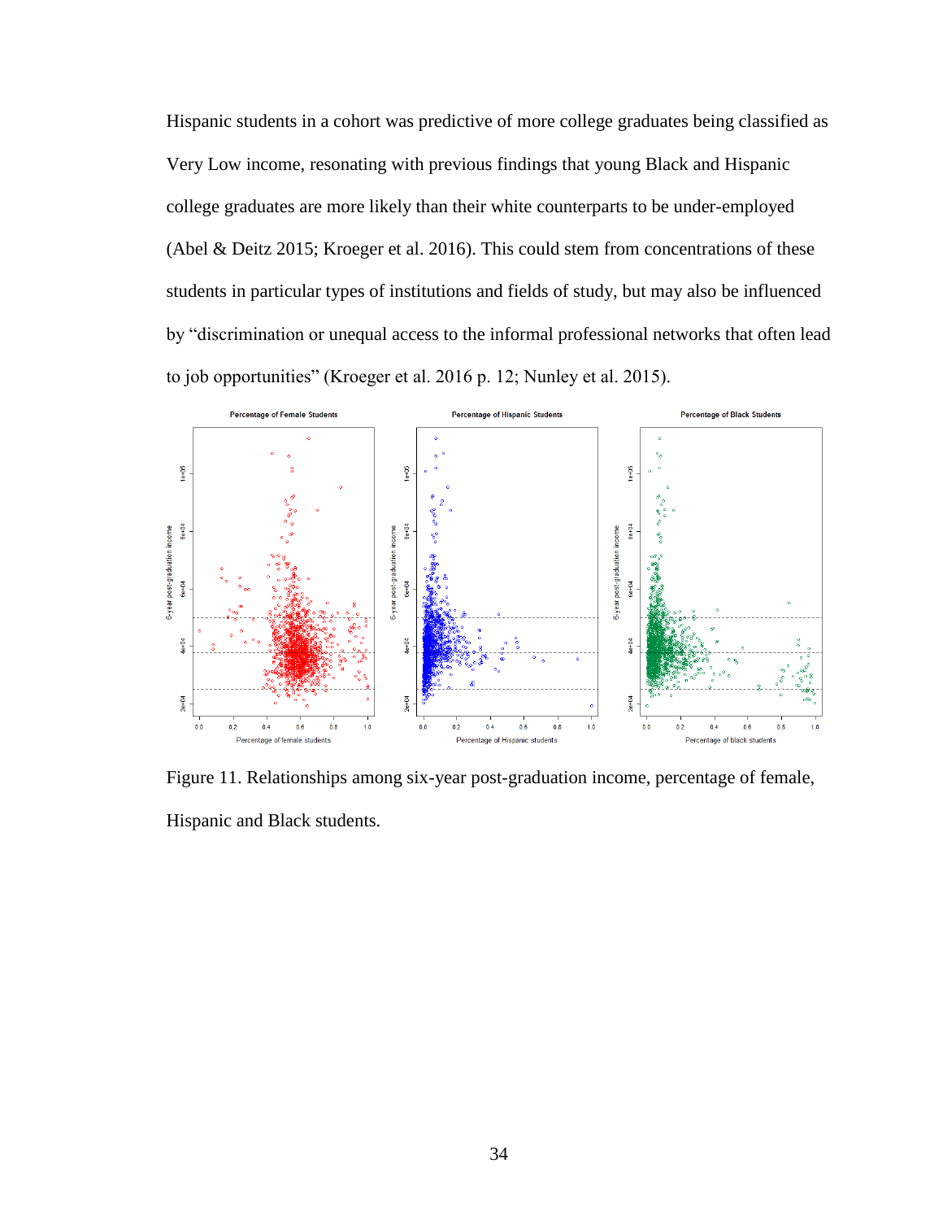Hispanic students in a cohort was predictive of more college graduates being classified as Very Low income, resonating with previous findings that young Black and Hispanic college graduates are more likely than their white counterparts to be under-employed (Abel & Deitz 2015; Kroeger et al. 2016). This could stem from concentrations of these students in particular types of institutions and fields of study, but may also be influenced by "discrimination or unequal access to the informal professional networks that often lead to job opportunities" (Kroeger et al. 2016 p. 12; Nunley et al. 2015).

Figure 11. Relationships among six-year post-graduation income, percentage of female, Hispanic and Black students.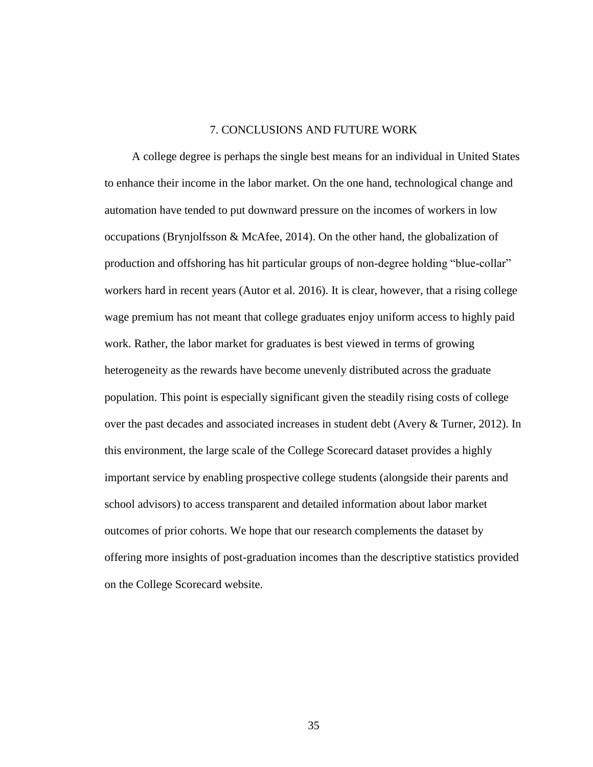# 7. CONCLUSIONS AND FUTURE WORK

A college degree is perhaps the single best means for an individual in United States to enhance their income in the labor market. On the one hand, technological change and automation have tended to put downward pressure on the incomes of workers in low occupations (Brynjolfsson & McAfee, 2014). On the other hand, the globalization of production and offshoring has hit particular groups of non-degree holding “blue-collar” workers hard in recent years (Autor et al. 2016). It is clear, however, that a rising college wage premium has not meant that college graduates enjoy uniform access to highly paid work. Rather, the labor market for graduates is best viewed in terms of growing heterogeneity as the rewards have become unevenly distributed across the graduate population. This point is especially significant given the steadily rising costs of college over the past decades and associated increases in student debt (Avery & Turner, 2012). In this environment, the large scale of the College Scorecard dataset provides a highly important service by enabling prospective college students (alongside their parents and school advisors) to access transparent and detailed information about labor market outcomes of prior cohorts. We hope that our research complements the dataset by offering more insights of post-graduation incomes than the descriptive statistics provided on the College Scorecard website.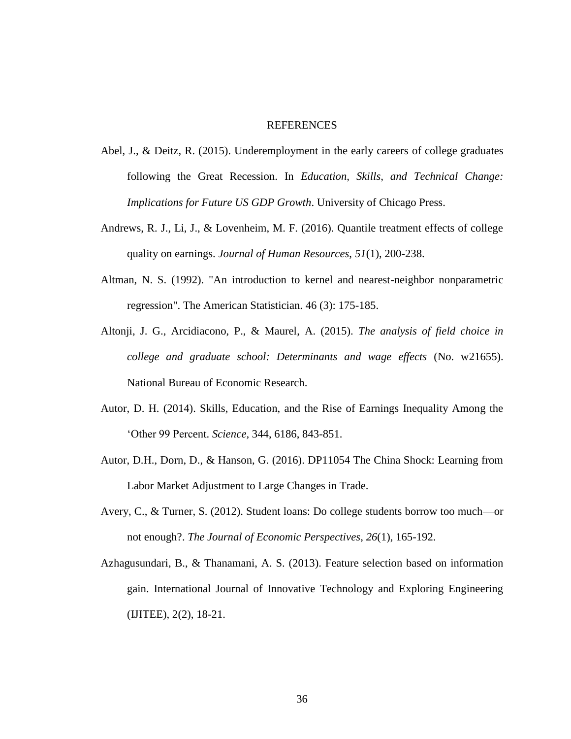# REFERENCES

Abel, J., & Deitz, R. (2015). Underemployment in the early careers of college graduates following the Great Recession. In *Education, Skills, and Technical Change: Implications for Future US GDP Growth*. University of Chicago Press.

Andrews, R. J., Li, J., & Lovenheim, M. F. (2016). Quantile treatment effects of college quality on earnings. *Journal of Human Resources*, *51*(1), 200-238.

Altman, N. S. (1992). "An introduction to kernel and nearest-neighbor nonparametric regression". The American Statistician. 46 (3): 175-185.

Altonji, J. G., Arcidiacono, P., & Maurel, A. (2015). *The analysis of field choice in college and graduate school: Determinants and wage effects* (No. w21655). National Bureau of Economic Research.

Autor, D. H. (2014). Skills, Education, and the Rise of Earnings Inequality Among the 'Other 99 Percent. *Science,* 344, 6186, 843-851.

Autor, D.H., Dorn, D., & Hanson, G. (2016). DP11054 The China Shock: Learning from Labor Market Adjustment to Large Changes in Trade.

Avery, C., & Turner, S. (2012). Student loans: Do college students borrow too much—or not enough?. *The Journal of Economic Perspectives*, *26*(1), 165-192.

Azhagusundari, B., & Thanamani, A. S. (2013). Feature selection based on information gain. International Journal of Innovative Technology and Exploring Engineering (IJITEE), 2(2), 18-21.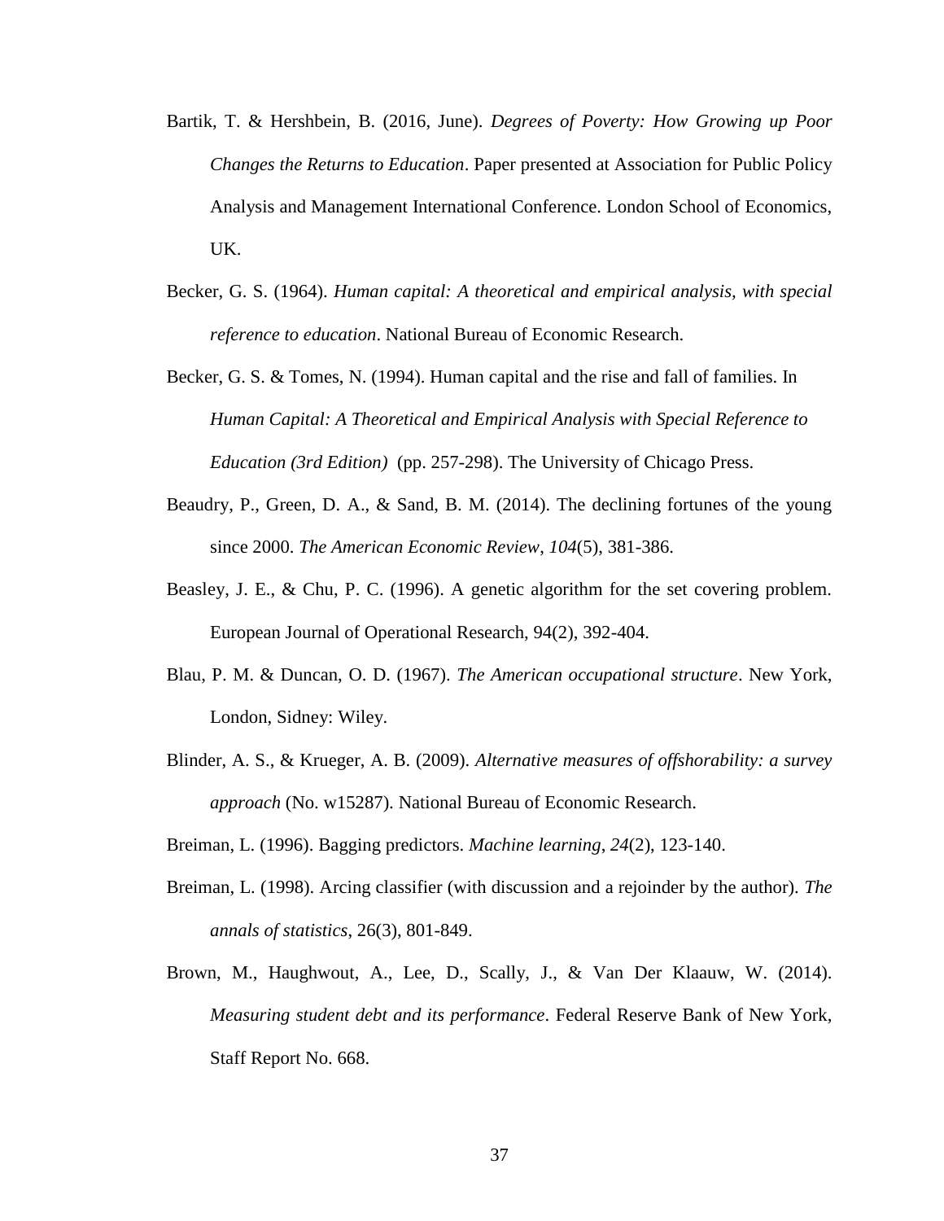Bartik, T. & Hershbein, B. (2016, June). *Degrees of Poverty: How Growing up Poor Changes the Returns to Education*. Paper presented at Association for Public Policy Analysis and Management International Conference. London School of Economics, UK.

Becker, G. S. (1964). *Human capital: A theoretical and empirical analysis, with special reference to education*. National Bureau of Economic Research.

Becker, G. S. & Tomes, N. (1994). Human capital and the rise and fall of families. In *Human Capital: A Theoretical and Empirical Analysis with Special Reference to Education (3rd Edition)* (pp. 257-298). The University of Chicago Press.

Beaudry, P., Green, D. A., & Sand, B. M. (2014). The declining fortunes of the young since 2000. *The American Economic Review*, *104*(5), 381-386.

Beasley, J. E., & Chu, P. C. (1996). A genetic algorithm for the set covering problem. European Journal of Operational Research, 94(2), 392-404.

Blau, P. M. & Duncan, O. D. (1967). *The American occupational structure*. New York, London, Sidney: Wiley.

Blinder, A. S., & Krueger, A. B. (2009). *Alternative measures of offshorability: a survey approach* (No. w15287). National Bureau of Economic Research.

Breiman, L. (1996). Bagging predictors. *Machine learning*, *24*(2), 123-140.

Breiman, L. (1998). Arcing classifier (with discussion and a rejoinder by the author). *The annals of statistics*, 26(3), 801-849.

Brown, M., Haughwout, A., Lee, D., Scally, J., & Van Der Klaauw, W. (2014). *Measuring student debt and its performance*. Federal Reserve Bank of New York, Staff Report No. 668.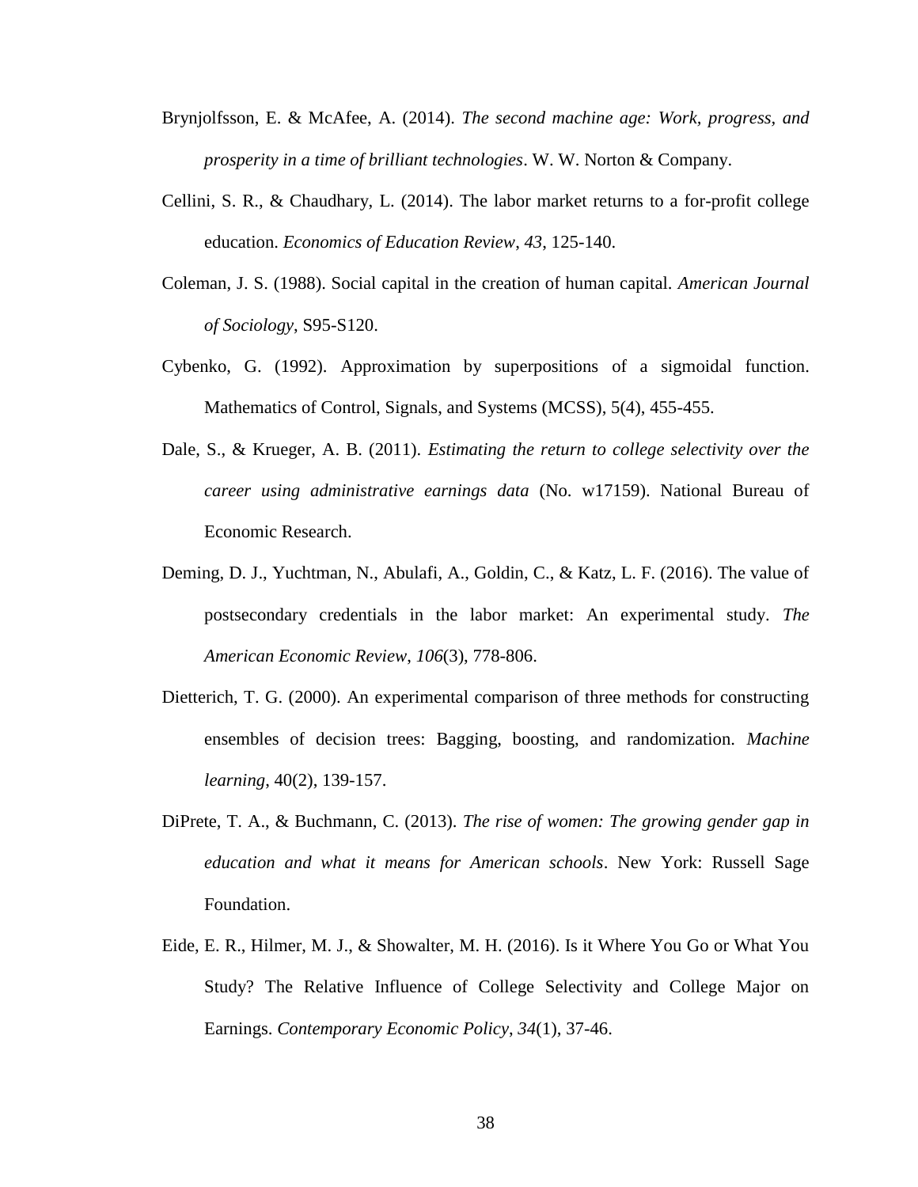Brynjolfsson, E. & McAfee, A. (2014). *The second machine age: Work, progress, and prosperity in a time of brilliant technologies*. W. W. Norton & Company.

Cellini, S. R., & Chaudhary, L. (2014). The labor market returns to a for-profit college education. *Economics of Education Review*, *43*, 125-140.

Coleman, J. S. (1988). Social capital in the creation of human capital. *American Journal of Sociology*, S95-S120.

Cybenko, G. (1992). Approximation by superpositions of a sigmoidal function. Mathematics of Control, Signals, and Systems (MCSS), 5(4), 455-455.

Dale, S., & Krueger, A. B. (2011). *Estimating the return to college selectivity over the career using administrative earnings data* (No. w17159). National Bureau of Economic Research.

Deming, D. J., Yuchtman, N., Abulafi, A., Goldin, C., & Katz, L. F. (2016). The value of postsecondary credentials in the labor market: An experimental study. *The American Economic Review*, *106*(3), 778-806.

Dietterich, T. G. (2000). An experimental comparison of three methods for constructing ensembles of decision trees: Bagging, boosting, and randomization. *Machine learning*, 40(2), 139-157.

DiPrete, T. A., & Buchmann, C. (2013). *The rise of women: The growing gender gap in education and what it means for American schools*. New York: Russell Sage Foundation.

Eide, E. R., Hilmer, M. J., & Showalter, M. H. (2016). Is it Where You Go or What You Study? The Relative Influence of College Selectivity and College Major on Earnings. *Contemporary Economic Policy*, *34*(1), 37-46.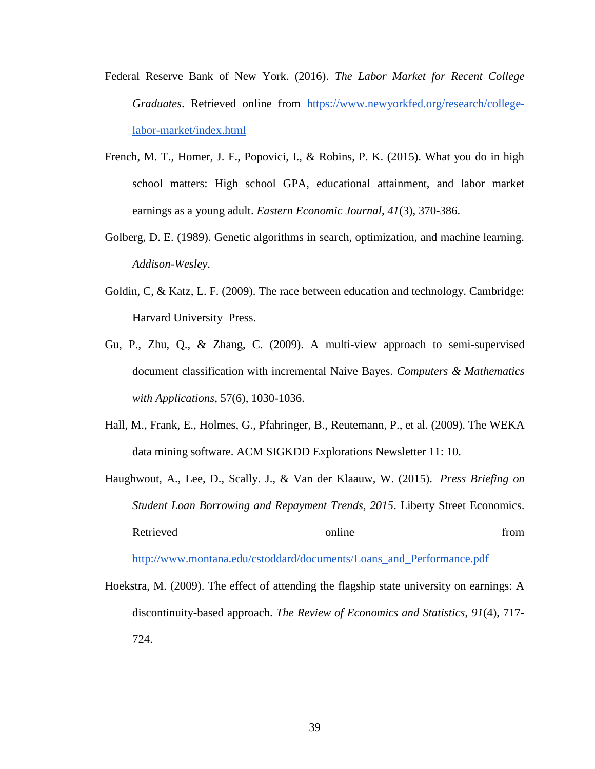Federal Reserve Bank of New York. (2016). *The Labor Market for Recent College Graduates*. Retrieved online from https://www.newyorkfed.org/research/college-labor-market/index.html

French, M. T., Homer, J. F., Popovici, I., & Robins, P. K. (2015). What you do in high school matters: High school GPA, educational attainment, and labor market earnings as a young adult. *Eastern Economic Journal*, *41*(3), 370-386.

Golberg, D. E. (1989). Genetic algorithms in search, optimization, and machine learning. *Addison-Wesley*.

Goldin, C, & Katz, L. F. (2009). The race between education and technology. Cambridge: Harvard University Press.

Gu, P., Zhu, Q., & Zhang, C. (2009). A multi-view approach to semi-supervised document classification with incremental Naive Bayes. *Computers & Mathematics with Applications*, 57(6), 1030-1036.

Hall, M., Frank, E., Holmes, G., Pfahringer, B., Reutemann, P., et al. (2009). The WEKA data mining software. ACM SIGKDD Explorations Newsletter 11: 10.

Haughwout, A., Lee, D., Scally. J., & Van der Klaauw, W. (2015). *Press Briefing on Student Loan Borrowing and Repayment Trends, 2015*. Liberty Street Economics. Retrieved online from http://www.montana.edu/cstoddard/documents/Loans_and_Performance.pdf

Hoekstra, M. (2009). The effect of attending the flagship state university on earnings: A discontinuity-based approach. *The Review of Economics and Statistics*, *91*(4), 717-724.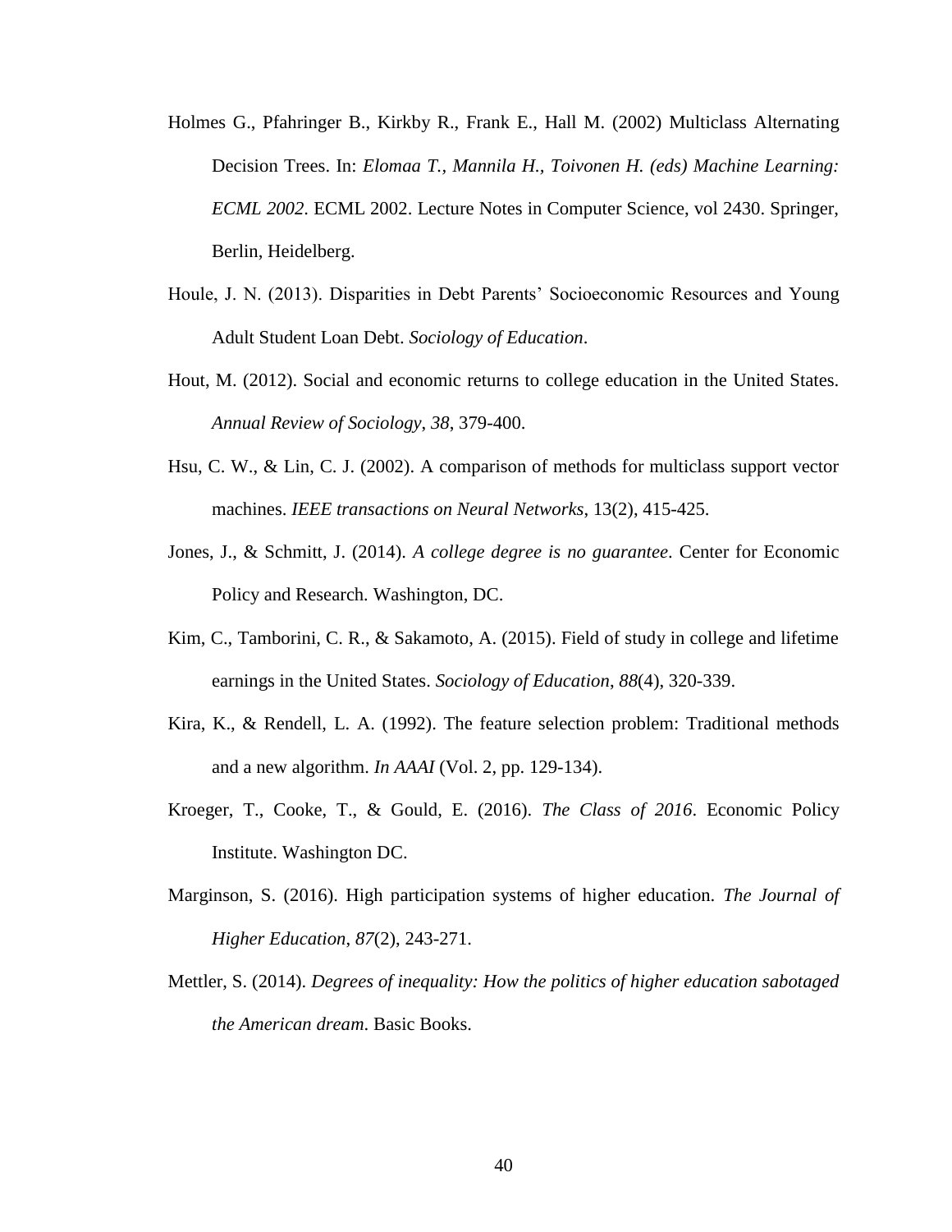Holmes G., Pfahringer B., Kirkby R., Frank E., Hall M. (2002) Multiclass Alternating Decision Trees. In: *Elomaa T., Mannila H., Toivonen H. (eds) Machine Learning: ECML 2002*. ECML 2002. Lecture Notes in Computer Science, vol 2430. Springer, Berlin, Heidelberg.

Houle, J. N. (2013). Disparities in Debt Parents' Socioeconomic Resources and Young Adult Student Loan Debt. *Sociology of Education*.

Hout, M. (2012). Social and economic returns to college education in the United States. *Annual Review of Sociology*, *38*, 379-400.

Hsu, C. W., & Lin, C. J. (2002). A comparison of methods for multiclass support vector machines. *IEEE transactions on Neural Networks*, 13(2), 415-425.

Jones, J., & Schmitt, J. (2014). *A college degree is no guarantee*. Center for Economic Policy and Research. Washington, DC.

Kim, C., Tamborini, C. R., & Sakamoto, A. (2015). Field of study in college and lifetime earnings in the United States. *Sociology of Education*, *88*(4), 320-339.

Kira, K., & Rendell, L. A. (1992). The feature selection problem: Traditional methods and a new algorithm. *In AAAI* (Vol. 2, pp. 129-134).

Kroeger, T., Cooke, T., & Gould, E. (2016). *The Class of 2016*. Economic Policy Institute. Washington DC.

Marginson, S. (2016). High participation systems of higher education. *The Journal of Higher Education*, *87*(2), 243-271.

Mettler, S. (2014). *Degrees of inequality: How the politics of higher education sabotaged the American dream*. Basic Books.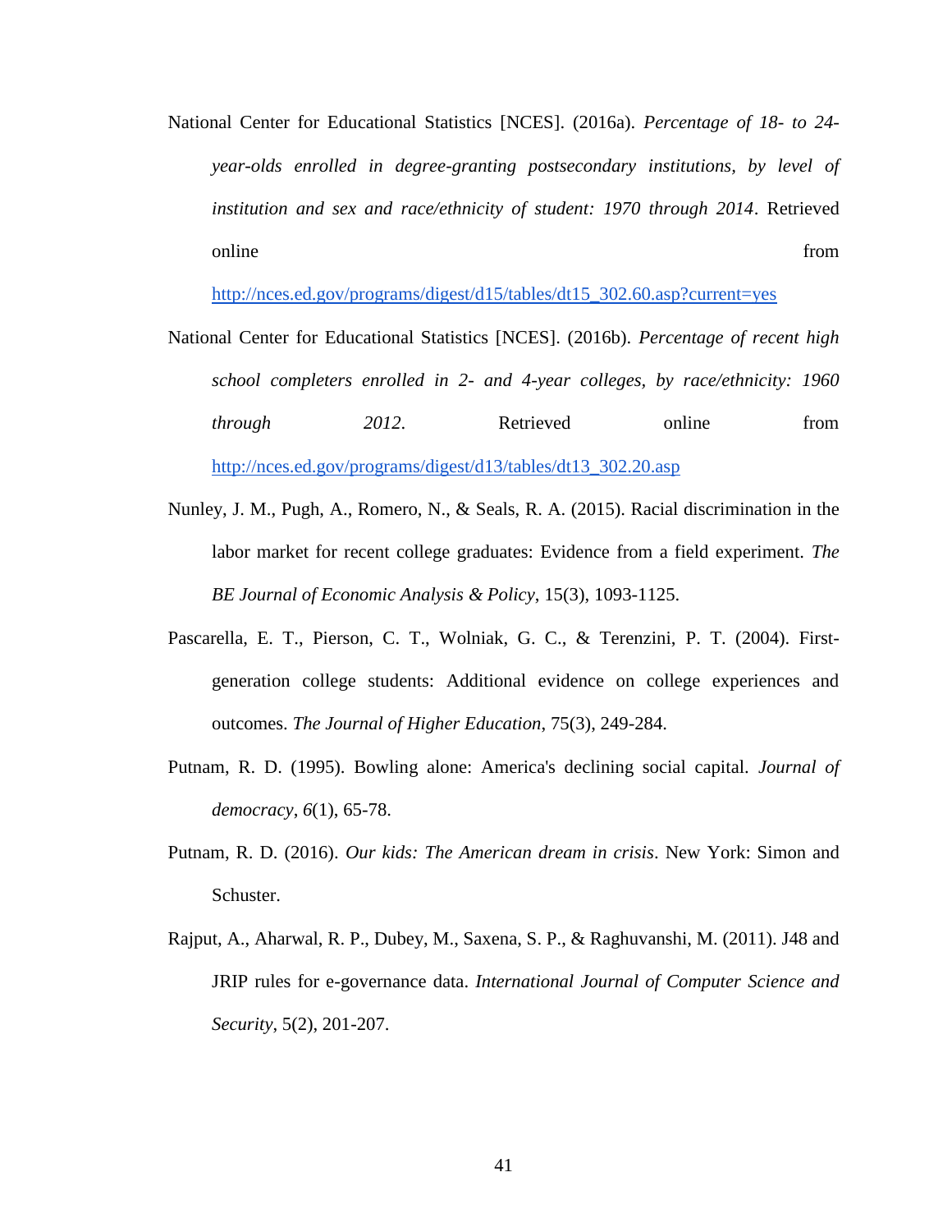National Center for Educational Statistics [NCES]. (2016a). *Percentage of 18- to 24-year-olds enrolled in degree-granting postsecondary institutions, by level of institution and sex and race/ethnicity of student: 1970 through 2014*. Retrieved online from http://nces.ed.gov/programs/digest/d15/tables/dt15_302.60.asp?current=yes

National Center for Educational Statistics [NCES]. (2016b). *Percentage of recent high school completers enrolled in 2- and 4-year colleges, by race/ethnicity: 1960 through 2012*. Retrieved online from http://nces.ed.gov/programs/digest/d13/tables/dt13_302.20.asp

Nunley, J. M., Pugh, A., Romero, N., & Seals, R. A. (2015). Racial discrimination in the labor market for recent college graduates: Evidence from a field experiment. *The BE Journal of Economic Analysis & Policy*, 15(3), 1093-1125.

Pascarella, E. T., Pierson, C. T., Wolniak, G. C., & Terenzini, P. T. (2004). First-generation college students: Additional evidence on college experiences and outcomes. *The Journal of Higher Education*, 75(3), 249-284.

Putnam, R. D. (1995). Bowling alone: America's declining social capital. *Journal of democracy*, *6*(1), 65-78.

Putnam, R. D. (2016). *Our kids: The American dream in crisis*. New York: Simon and Schuster.

Rajput, A., Aharwal, R. P., Dubey, M., Saxena, S. P., & Raghuvanshi, M. (2011). J48 and JRIP rules for e-governance data. *International Journal of Computer Science and Security*, 5(2), 201-207.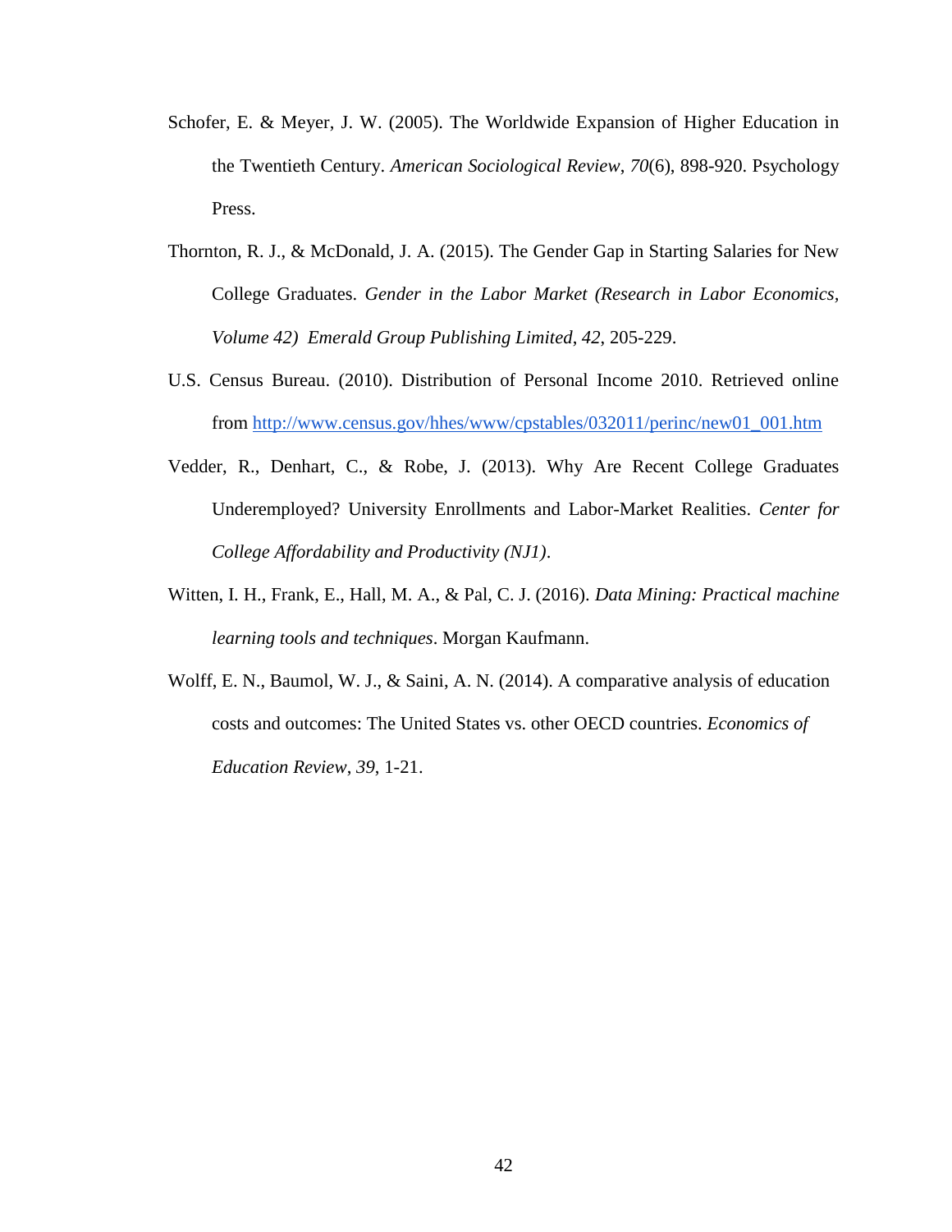Schofer, E. & Meyer, J. W. (2005). The Worldwide Expansion of Higher Education in the Twentieth Century. *American Sociological Review*, *70*(6), 898-920. Psychology Press.

Thornton, R. J., & McDonald, J. A. (2015). The Gender Gap in Starting Salaries for New College Graduates. *Gender in the Labor Market (Research in Labor Economics, Volume 42) Emerald Group Publishing Limited*, *42*, 205-229.

U.S. Census Bureau. (2010). Distribution of Personal Income 2010. Retrieved online from [http://www.census.gov/hhes/www/cpstables/032011/perinc/new01_001.htm](http://www.census.gov/hhes/www/cpstables/032011/perinc/new01_001.htm)

Vedder, R., Denhart, C., & Robe, J. (2013). Why Are Recent College Graduates Underemployed? University Enrollments and Labor-Market Realities. *Center for College Affordability and Productivity (NJ1)*.

Witten, I. H., Frank, E., Hall, M. A., & Pal, C. J. (2016). *Data Mining: Practical machine learning tools and techniques*. Morgan Kaufmann.

Wolff, E. N., Baumol, W. J., & Saini, A. N. (2014). A comparative analysis of education costs and outcomes: The United States vs. other OECD countries. *Economics of Education Review*, *39*, 1-21.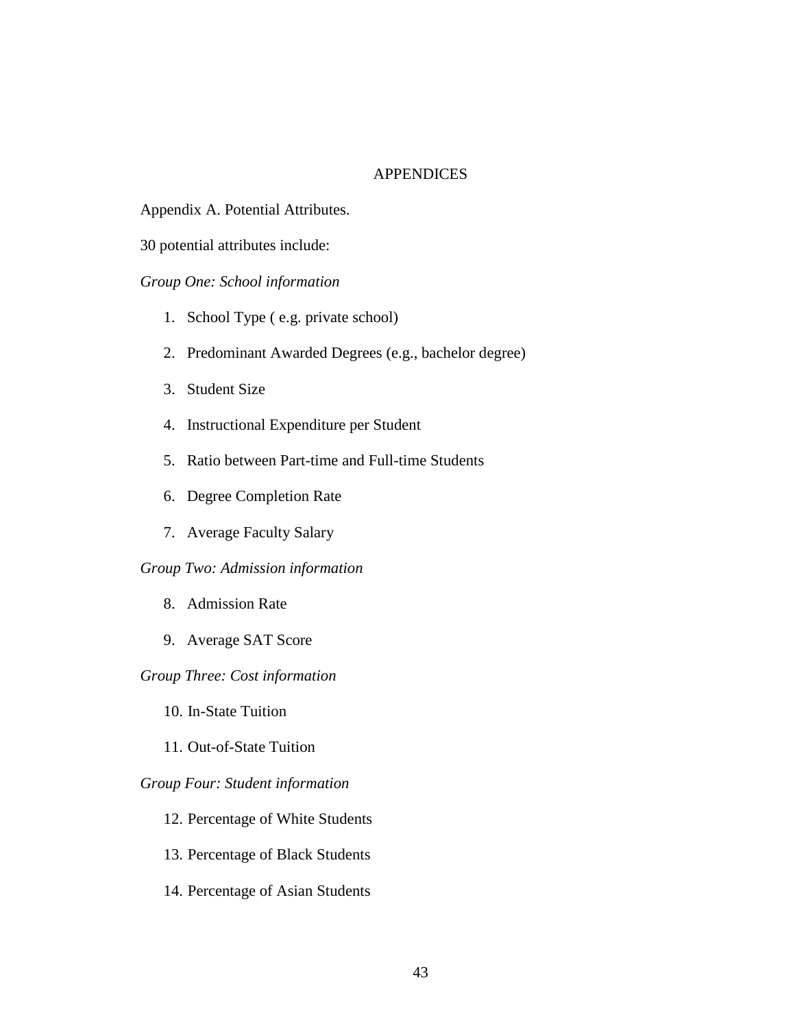# APPENDICES

Appendix A. Potential Attributes.

30 potential attributes include:

*Group One: School information*

1. School Type ( e.g. private school)
2. Predominant Awarded Degrees (e.g., bachelor degree)
3. Student Size
4. Instructional Expenditure per Student
5. Ratio between Part-time and Full-time Students
6. Degree Completion Rate
7. Average Faculty Salary

*Group Two: Admission information*

8. Admission Rate
9. Average SAT Score

*Group Three: Cost information*

10. In-State Tuition
11. Out-of-State Tuition

*Group Four: Student information*

12. Percentage of White Students
13. Percentage of Black Students
14. Percentage of Asian Students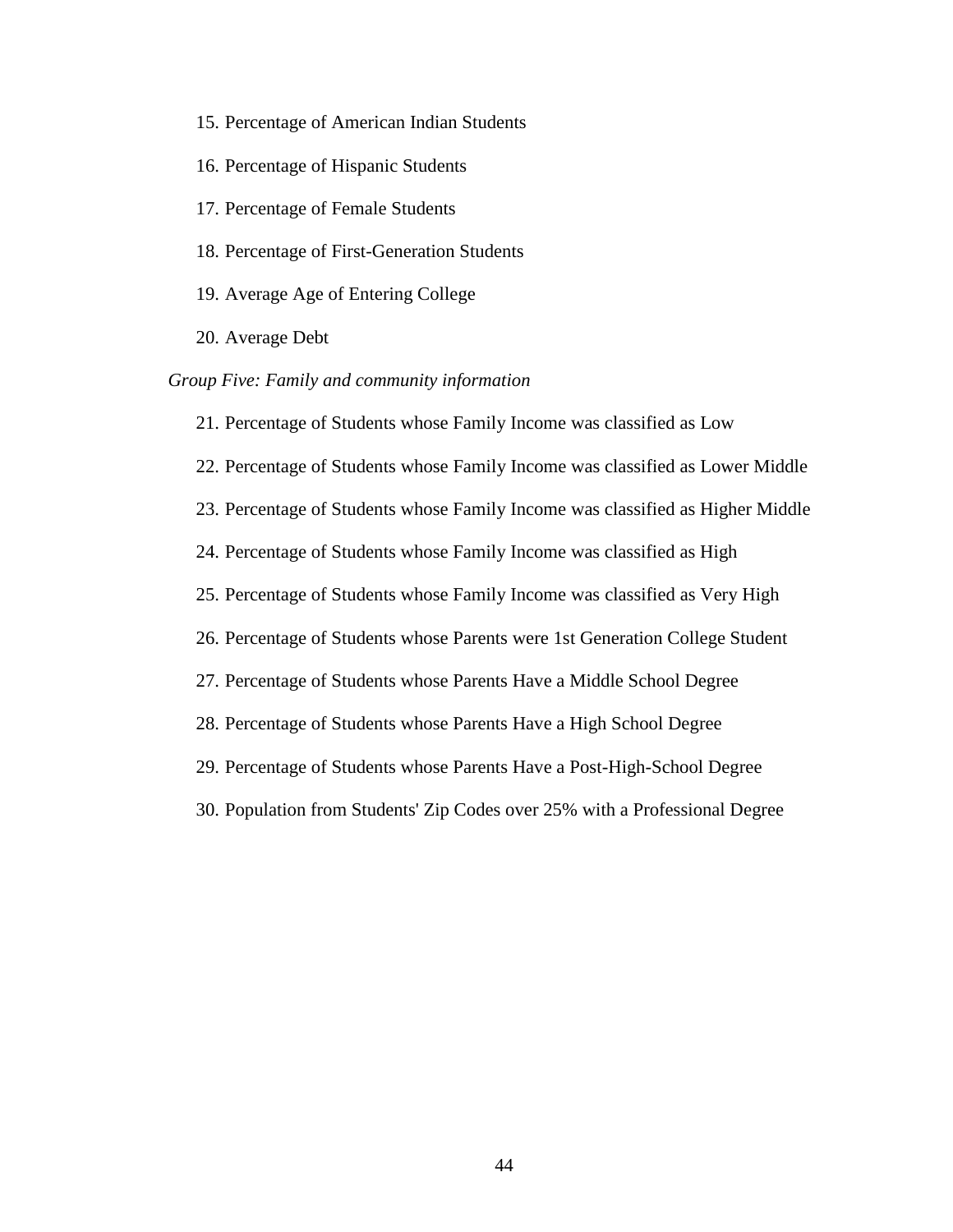15. Percentage of American Indian Students
16. Percentage of Hispanic Students
17. Percentage of Female Students
18. Percentage of First-Generation Students
19. Average Age of Entering College
20. Average Debt

*Group Five: Family and community information*

21. Percentage of Students whose Family Income was classified as Low
22. Percentage of Students whose Family Income was classified as Lower Middle
23. Percentage of Students whose Family Income was classified as Higher Middle
24. Percentage of Students whose Family Income was classified as High
25. Percentage of Students whose Family Income was classified as Very High
26. Percentage of Students whose Parents were 1st Generation College Student
27. Percentage of Students whose Parents Have a Middle School Degree
28. Percentage of Students whose Parents Have a High School Degree
29. Percentage of Students whose Parents Have a Post-High-School Degree
30. Population from Students' Zip Codes over 25% with a Professional Degree